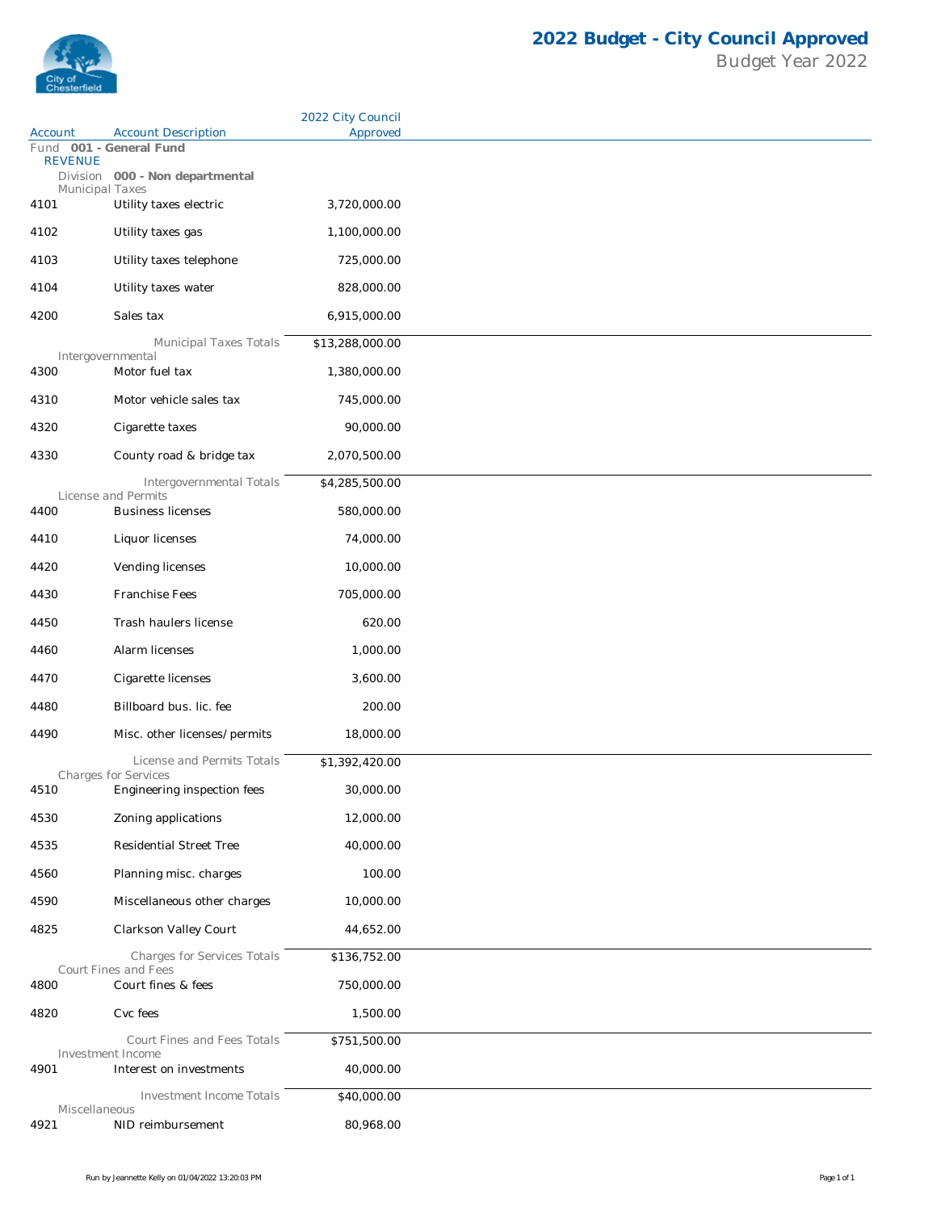# 2022 Budget - City Council Approved

Budget Year 2022

| Account | Account Description | 2022 City Council Approved |
|---|---|---|
| **Fund 001 - General Fund** | | |
| REVENUE | | |
| **Division 000 - Non departmental** | | |
| Municipal Taxes | | |
| 4101 | Utility taxes electric | 3,720,000.00 |
| 4102 | Utility taxes gas | 1,100,000.00 |
| 4103 | Utility taxes telephone | 725,000.00 |
| 4104 | Utility taxes water | 828,000.00 |
| 4200 | Sales tax | 6,915,000.00 |
| | Municipal Taxes Totals | $13,288,000.00 |
| Intergovernmental | | |
| 4300 | Motor fuel tax | 1,380,000.00 |
| 4310 | Motor vehicle sales tax | 745,000.00 |
| 4320 | Cigarette taxes | 90,000.00 |
| 4330 | County road & bridge tax | 2,070,500.00 |
| | Intergovernmental Totals | $4,285,500.00 |
| License and Permits | | |
| 4400 | Business licenses | 580,000.00 |
| 4410 | Liquor licenses | 74,000.00 |
| 4420 | Vending licenses | 10,000.00 |
| 4430 | Franchise Fees | 705,000.00 |
| 4450 | Trash haulers license | 620.00 |
| 4460 | Alarm licenses | 1,000.00 |
| 4470 | Cigarette licenses | 3,600.00 |
| 4480 | Billboard bus. lic. fee | 200.00 |
| 4490 | Misc. other licenses/permits | 18,000.00 |
| | License and Permits Totals | $1,392,420.00 |
| Charges for Services | | |
| 4510 | Engineering inspection fees | 30,000.00 |
| 4530 | Zoning applications | 12,000.00 |
| 4535 | Residential Street Tree | 40,000.00 |
| 4560 | Planning misc. charges | 100.00 |
| 4590 | Miscellaneous other charges | 10,000.00 |
| 4825 | Clarkson Valley Court | 44,652.00 |
| | Charges for Services Totals | $136,752.00 |
| Court Fines and Fees | | |
| 4800 | Court fines & fees | 750,000.00 |
| 4820 | Cvc fees | 1,500.00 |
| | Court Fines and Fees Totals | $751,500.00 |
| Investment Income | | |
| 4901 | Interest on investments | 40,000.00 |
| | Investment Income Totals | $40,000.00 |
| Miscellaneous | | |
| 4921 | NID reimbursement | 80,968.00 |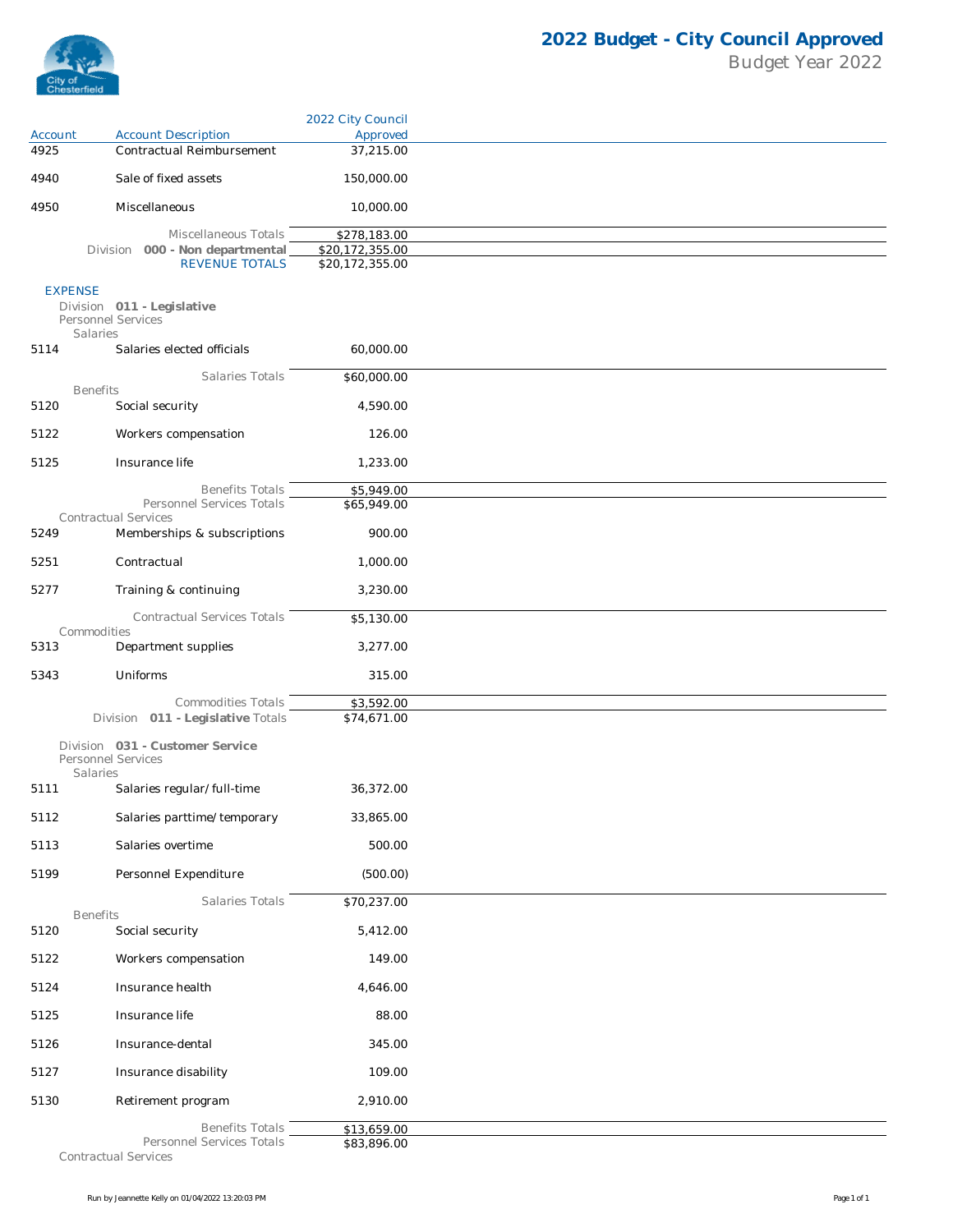# 2022 Budget - City Council Approved

Budget Year 2022

| Account | Account Description | 2022 City Council Approved |
|---|---|---|
| 4925 | Contractual Reimbursement | 37,215.00 |
| 4940 | Sale of fixed assets | 150,000.00 |
| 4950 | Miscellaneous | 10,000.00 |
| | Miscellaneous Totals | $278,183.00 |
| | Division 000 - Non departmental | $20,172,355.00 |
| | REVENUE TOTALS | $20,172,355.00 |
| **EXPENSE** | | |
| | **Division 011 - Legislative** | |
| | Personnel Services | |
| | Salaries | |
| 5114 | Salaries elected officials | 60,000.00 |
| | Salaries Totals | $60,000.00 |
| | Benefits | |
| 5120 | Social security | 4,590.00 |
| 5122 | Workers compensation | 126.00 |
| 5125 | Insurance life | 1,233.00 |
| | Benefits Totals | $5,949.00 |
| | Personnel Services Totals | $65,949.00 |
| | Contractual Services | |
| 5249 | Memberships & subscriptions | 900.00 |
| 5251 | Contractual | 1,000.00 |
| 5277 | Training & continuing | 3,230.00 |
| | Contractual Services Totals | $5,130.00 |
| | Commodities | |
| 5313 | Department supplies | 3,277.00 |
| 5343 | Uniforms | 315.00 |
| | Commodities Totals | $3,592.00 |
| | Division 011 - Legislative Totals | $74,671.00 |
| | **Division 031 - Customer Service** | |
| | Personnel Services | |
| | Salaries | |
| 5111 | Salaries regular/full-time | 36,372.00 |
| 5112 | Salaries parttime/temporary | 33,865.00 |
| 5113 | Salaries overtime | 500.00 |
| 5199 | Personnel Expenditure | (500.00) |
| | Salaries Totals | $70,237.00 |
| | Benefits | |
| 5120 | Social security | 5,412.00 |
| 5122 | Workers compensation | 149.00 |
| 5124 | Insurance health | 4,646.00 |
| 5125 | Insurance life | 88.00 |
| 5126 | Insurance-dental | 345.00 |
| 5127 | Insurance disability | 109.00 |
| 5130 | Retirement program | 2,910.00 |
| | Benefits Totals | $13,659.00 |
| | Personnel Services Totals | $83,896.00 |
| | Contractual Services | |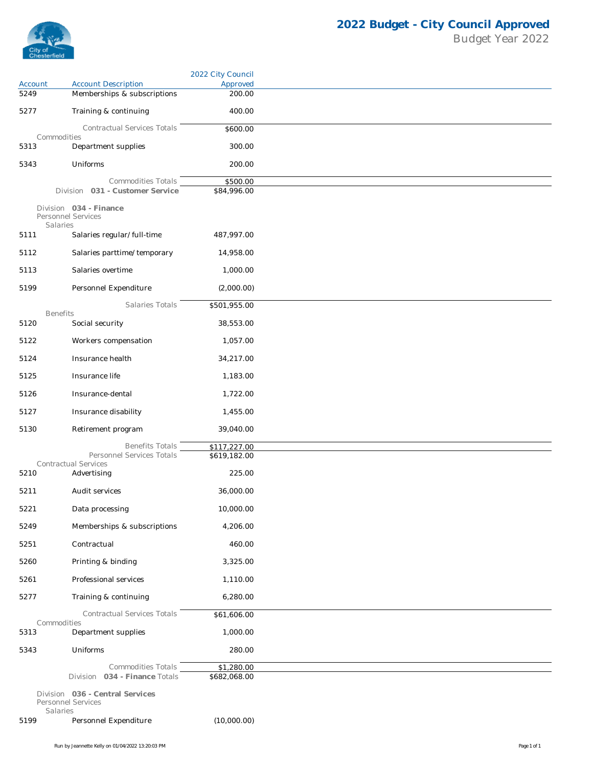# 2022 Budget - City Council Approved

Budget Year 2022

| Account | Account Description | 2022 City Council Approved |
|---|---|---|
| 5249 | Memberships & subscriptions | 200.00 |
| 5277 | Training & continuing | 400.00 |
| | Contractual Services Totals | $600.00 |
| Commodities | | |
| 5313 | Department supplies | 300.00 |
| 5343 | Uniforms | 200.00 |
| | Commodities Totals | $500.00 |
| | Division 031 - Customer Service | $84,996.00 |
| Division 034 - Finance | | |
| Personnel Services | | |
| Salaries | | |
| 5111 | Salaries regular/full-time | 487,997.00 |
| 5112 | Salaries parttime/temporary | 14,958.00 |
| 5113 | Salaries overtime | 1,000.00 |
| 5199 | Personnel Expenditure | (2,000.00) |
| | Salaries Totals | $501,955.00 |
| Benefits | | |
| 5120 | Social security | 38,553.00 |
| 5122 | Workers compensation | 1,057.00 |
| 5124 | Insurance health | 34,217.00 |
| 5125 | Insurance life | 1,183.00 |
| 5126 | Insurance-dental | 1,722.00 |
| 5127 | Insurance disability | 1,455.00 |
| 5130 | Retirement program | 39,040.00 |
| | Benefits Totals | $117,227.00 |
| | Personnel Services Totals | $619,182.00 |
| Contractual Services | | |
| 5210 | Advertising | 225.00 |
| 5211 | Audit services | 36,000.00 |
| 5221 | Data processing | 10,000.00 |
| 5249 | Memberships & subscriptions | 4,206.00 |
| 5251 | Contractual | 460.00 |
| 5260 | Printing & binding | 3,325.00 |
| 5261 | Professional services | 1,110.00 |
| 5277 | Training & continuing | 6,280.00 |
| | Contractual Services Totals | $61,606.00 |
| Commodities | | |
| 5313 | Department supplies | 1,000.00 |
| 5343 | Uniforms | 280.00 |
| | Commodities Totals | $1,280.00 |
| | Division 034 - Finance Totals | $682,068.00 |
| Division 036 - Central Services | | |
| Personnel Services | | |
| Salaries | | |
| 5199 | Personnel Expenditure | (10,000.00) |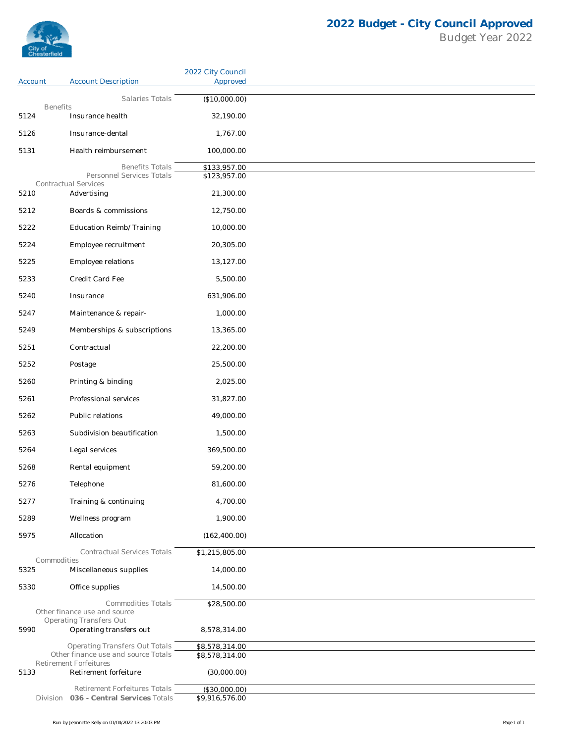# 2022 Budget - City Council Approved

Budget Year 2022

| Account | Account Description | 2022 City Council Approved |
|---|---|---|
| | Salaries Totals | ($10,000.00) |
| Benefits | | |
| 5124 | Insurance health | 32,190.00 |
| 5126 | Insurance-dental | 1,767.00 |
| 5131 | Health reimbursement | 100,000.00 |
| | Benefits Totals | $133,957.00 |
| | Personnel Services Totals | $123,957.00 |
| Contractual Services | | |
| 5210 | Advertising | 21,300.00 |
| 5212 | Boards & commissions | 12,750.00 |
| 5222 | Education Reimb/Training | 10,000.00 |
| 5224 | Employee recruitment | 20,305.00 |
| 5225 | Employee relations | 13,127.00 |
| 5233 | Credit Card Fee | 5,500.00 |
| 5240 | Insurance | 631,906.00 |
| 5247 | Maintenance & repair- | 1,000.00 |
| 5249 | Memberships & subscriptions | 13,365.00 |
| 5251 | Contractual | 22,200.00 |
| 5252 | Postage | 25,500.00 |
| 5260 | Printing & binding | 2,025.00 |
| 5261 | Professional services | 31,827.00 |
| 5262 | Public relations | 49,000.00 |
| 5263 | Subdivision beautification | 1,500.00 |
| 5264 | Legal services | 369,500.00 |
| 5268 | Rental equipment | 59,200.00 |
| 5276 | Telephone | 81,600.00 |
| 5277 | Training & continuing | 4,700.00 |
| 5289 | Wellness program | 1,900.00 |
| 5975 | Allocation | (162,400.00) |
| | Contractual Services Totals | $1,215,805.00 |
| Commodities | | |
| 5325 | Miscellaneous supplies | 14,000.00 |
| 5330 | Office supplies | 14,500.00 |
| | Commodities Totals | $28,500.00 |
| Other finance use and source | | |
| Operating Transfers Out | | |
| 5990 | Operating transfers out | 8,578,314.00 |
| | Operating Transfers Out Totals | $8,578,314.00 |
| | Other finance use and source Totals | $8,578,314.00 |
| Retirement Forfeitures | | |
| 5133 | Retirement forfeiture | (30,000.00) |
| | Retirement Forfeitures Totals | ($30,000.00) |
| | Division **036 - Central Services** Totals | $9,916,576.00 |

Run by Jeannette Kelly on 01/04/2022 13:20:03 PM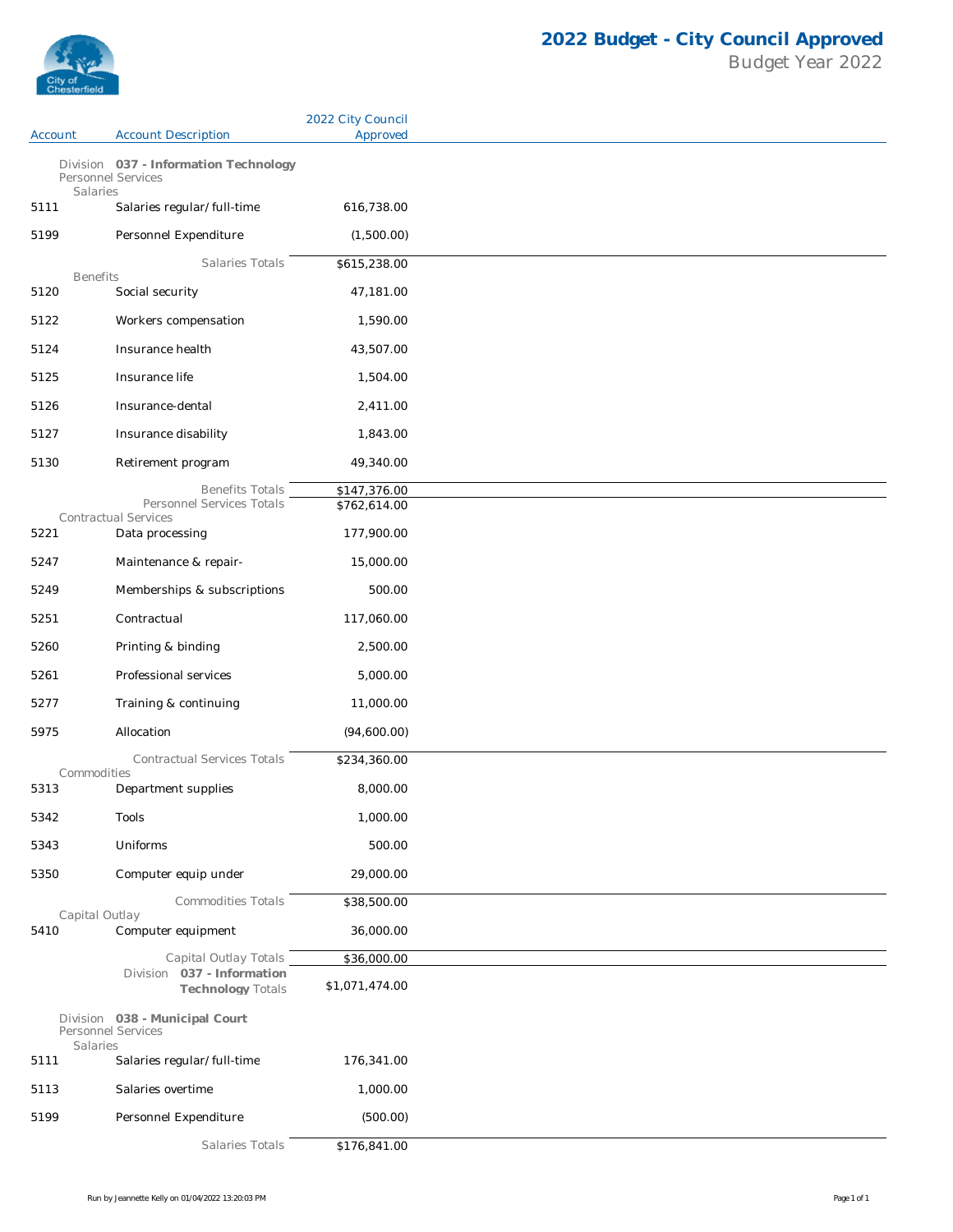# 2022 Budget - City Council Approved

Budget Year 2022

| Account | Account Description | 2022 City Council Approved |
|---|---|---|
| | **Division 037 - Information Technology** | |
| | Personnel Services | |
| | Salaries | |
| 5111 | Salaries regular/full-time | 616,738.00 |
| 5199 | Personnel Expenditure | (1,500.00) |
| | Salaries Totals | $615,238.00 |
| | Benefits | |
| 5120 | Social security | 47,181.00 |
| 5122 | Workers compensation | 1,590.00 |
| 5124 | Insurance health | 43,507.00 |
| 5125 | Insurance life | 1,504.00 |
| 5126 | Insurance-dental | 2,411.00 |
| 5127 | Insurance disability | 1,843.00 |
| 5130 | Retirement program | 49,340.00 |
| | Benefits Totals | $147,376.00 |
| | Personnel Services Totals | $762,614.00 |
| | Contractual Services | |
| 5221 | Data processing | 177,900.00 |
| 5247 | Maintenance & repair- | 15,000.00 |
| 5249 | Memberships & subscriptions | 500.00 |
| 5251 | Contractual | 117,060.00 |
| 5260 | Printing & binding | 2,500.00 |
| 5261 | Professional services | 5,000.00 |
| 5277 | Training & continuing | 11,000.00 |
| 5975 | Allocation | (94,600.00) |
| | Contractual Services Totals | $234,360.00 |
| | Commodities | |
| 5313 | Department supplies | 8,000.00 |
| 5342 | Tools | 1,000.00 |
| 5343 | Uniforms | 500.00 |
| 5350 | Computer equip under | 29,000.00 |
| | Commodities Totals | $38,500.00 |
| | Capital Outlay | |
| 5410 | Computer equipment | 36,000.00 |
| | Capital Outlay Totals | $36,000.00 |
| | Division **037 - Information Technology** Totals | $1,071,474.00 |
| | **Division 038 - Municipal Court** | |
| | Personnel Services | |
| | Salaries | |
| 5111 | Salaries regular/full-time | 176,341.00 |
| 5113 | Salaries overtime | 1,000.00 |
| 5199 | Personnel Expenditure | (500.00) |
| | Salaries Totals | $176,841.00 |

Run by Jeannette Kelly on 01/04/2022 13:20:03 PM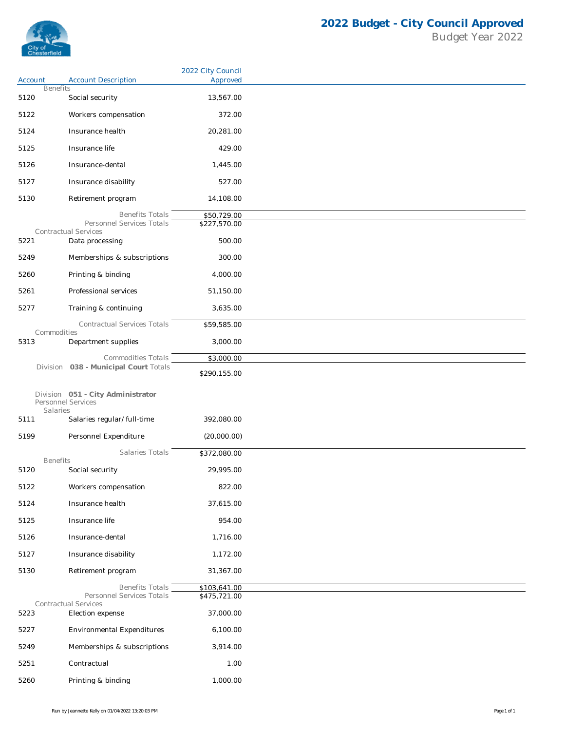# 2022 Budget - City Council Approved

Budget Year 2022

| Account | Account Description | 2022 City Council Approved |
|---|---|---|
| | **Benefits** | |
| 5120 | Social security | 13,567.00 |
| 5122 | Workers compensation | 372.00 |
| 5124 | Insurance health | 20,281.00 |
| 5125 | Insurance life | 429.00 |
| 5126 | Insurance-dental | 1,445.00 |
| 5127 | Insurance disability | 527.00 |
| 5130 | Retirement program | 14,108.00 |
| | Benefits Totals | $50,729.00 |
| | Personnel Services Totals | $227,570.00 |
| | **Contractual Services** | |
| 5221 | Data processing | 500.00 |
| 5249 | Memberships & subscriptions | 300.00 |
| 5260 | Printing & binding | 4,000.00 |
| 5261 | Professional services | 51,150.00 |
| 5277 | Training & continuing | 3,635.00 |
| | Contractual Services Totals | $59,585.00 |
| | **Commodities** | |
| 5313 | Department supplies | 3,000.00 |
| | Commodities Totals | $3,000.00 |
| | Division **038 - Municipal Court** Totals | $290,155.00 |
| | Division **051 - City Administrator** | |
| | **Personnel Services** | |
| | **Salaries** | |
| 5111 | Salaries regular/full-time | 392,080.00 |
| 5199 | Personnel Expenditure | (20,000.00) |
| | Salaries Totals | $372,080.00 |
| | **Benefits** | |
| 5120 | Social security | 29,995.00 |
| 5122 | Workers compensation | 822.00 |
| 5124 | Insurance health | 37,615.00 |
| 5125 | Insurance life | 954.00 |
| 5126 | Insurance-dental | 1,716.00 |
| 5127 | Insurance disability | 1,172.00 |
| 5130 | Retirement program | 31,367.00 |
| | Benefits Totals | $103,641.00 |
| | Personnel Services Totals | $475,721.00 |
| | **Contractual Services** | |
| 5223 | Election expense | 37,000.00 |
| 5227 | Environmental Expenditures | 6,100.00 |
| 5249 | Memberships & subscriptions | 3,914.00 |
| 5251 | Contractual | 1.00 |
| 5260 | Printing & binding | 1,000.00 |

Run by Jeannette Kelly on 01/04/2022 13:20:03 PM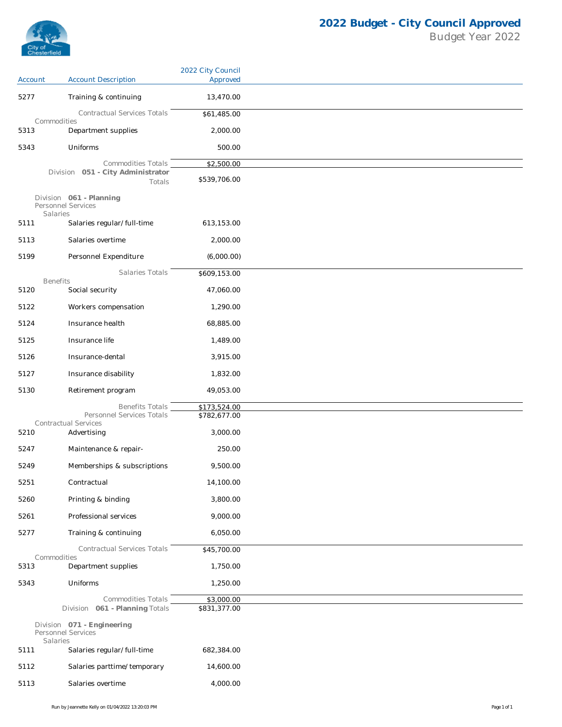# 2022 Budget - City Council Approved

Budget Year 2022

| Account | Account Description | 2022 City Council Approved |
|---|---|---|
| 5277 | Training & continuing | 13,470.00 |
| | Contractual Services Totals | $61,485.00 |
| Commodities | | |
| 5313 | Department supplies | 2,000.00 |
| 5343 | Uniforms | 500.00 |
| | Commodities Totals | $2,500.00 |
| | Division **051 - City Administrator** Totals | $539,706.00 |
| Division **061 - Planning** | | |
| Personnel Services | | |
| Salaries | | |
| 5111 | Salaries regular/full-time | 613,153.00 |
| 5113 | Salaries overtime | 2,000.00 |
| 5199 | Personnel Expenditure | (6,000.00) |
| | Salaries Totals | $609,153.00 |
| Benefits | | |
| 5120 | Social security | 47,060.00 |
| 5122 | Workers compensation | 1,290.00 |
| 5124 | Insurance health | 68,885.00 |
| 5125 | Insurance life | 1,489.00 |
| 5126 | Insurance-dental | 3,915.00 |
| 5127 | Insurance disability | 1,832.00 |
| 5130 | Retirement program | 49,053.00 |
| | Benefits Totals | $173,524.00 |
| | Personnel Services Totals | $782,677.00 |
| Contractual Services | | |
| 5210 | Advertising | 3,000.00 |
| 5247 | Maintenance & repair- | 250.00 |
| 5249 | Memberships & subscriptions | 9,500.00 |
| 5251 | Contractual | 14,100.00 |
| 5260 | Printing & binding | 3,800.00 |
| 5261 | Professional services | 9,000.00 |
| 5277 | Training & continuing | 6,050.00 |
| | Contractual Services Totals | $45,700.00 |
| Commodities | | |
| 5313 | Department supplies | 1,750.00 |
| 5343 | Uniforms | 1,250.00 |
| | Commodities Totals | $3,000.00 |
| | Division **061 - Planning** Totals | $831,377.00 |
| Division **071 - Engineering** | | |
| Personnel Services | | |
| Salaries | | |
| 5111 | Salaries regular/full-time | 682,384.00 |
| 5112 | Salaries parttime/temporary | 14,600.00 |
| 5113 | Salaries overtime | 4,000.00 |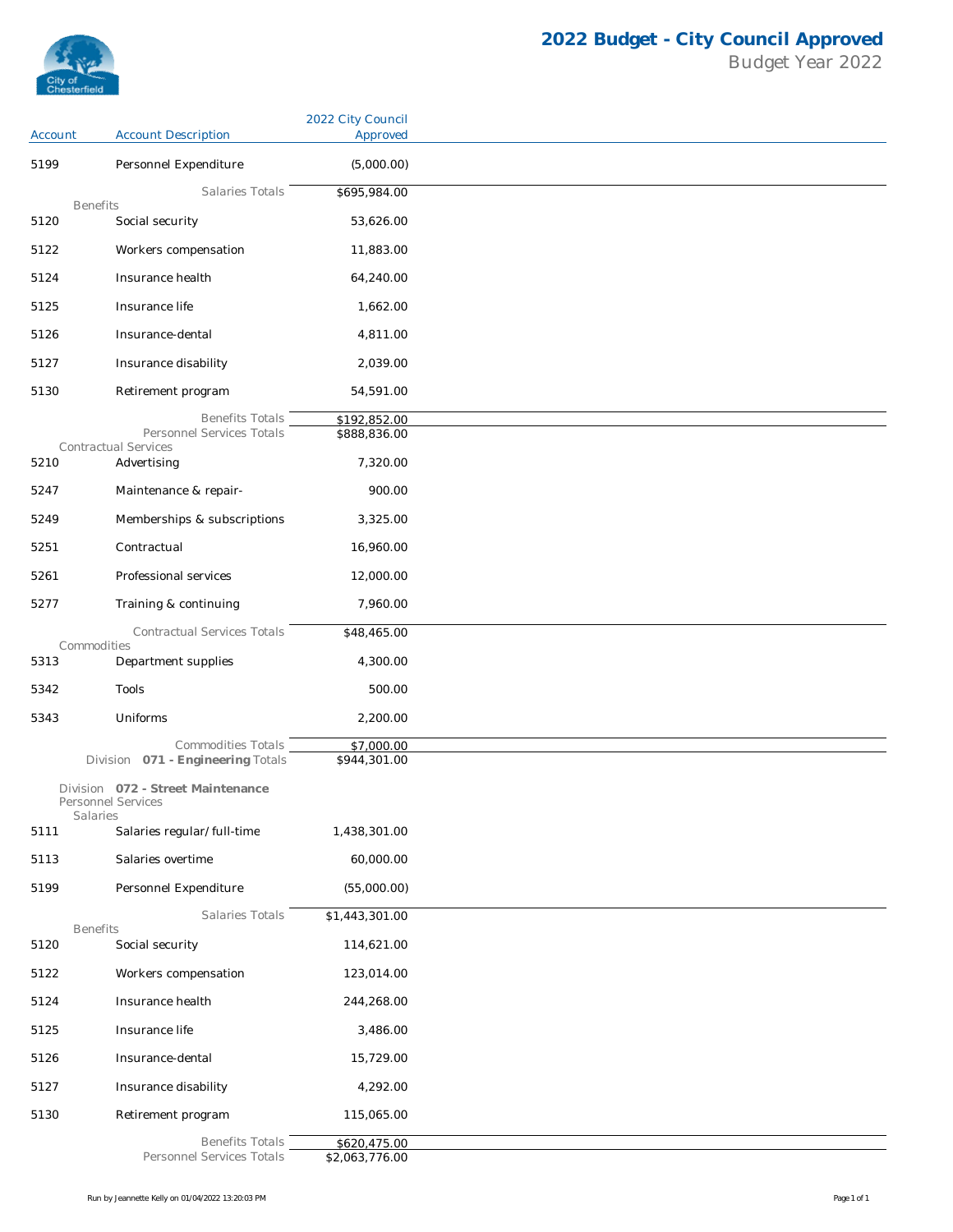# 2022 Budget - City Council Approved

Budget Year 2022

| Account | Account Description | 2022 City Council Approved |
|---|---|---|
| 5199 | Personnel Expenditure | (5,000.00) |
| | Salaries Totals | $695,984.00 |
| Benefits | | |
| 5120 | Social security | 53,626.00 |
| 5122 | Workers compensation | 11,883.00 |
| 5124 | Insurance health | 64,240.00 |
| 5125 | Insurance life | 1,662.00 |
| 5126 | Insurance-dental | 4,811.00 |
| 5127 | Insurance disability | 2,039.00 |
| 5130 | Retirement program | 54,591.00 |
| | Benefits Totals | $192,852.00 |
| | Personnel Services Totals | $888,836.00 |
| Contractual Services | | |
| 5210 | Advertising | 7,320.00 |
| 5247 | Maintenance & repair- | 900.00 |
| 5249 | Memberships & subscriptions | 3,325.00 |
| 5251 | Contractual | 16,960.00 |
| 5261 | Professional services | 12,000.00 |
| 5277 | Training & continuing | 7,960.00 |
| | Contractual Services Totals | $48,465.00 |
| Commodities | | |
| 5313 | Department supplies | 4,300.00 |
| 5342 | Tools | 500.00 |
| 5343 | Uniforms | 2,200.00 |
| | Commodities Totals | $7,000.00 |
| | Division **071 - Engineering** Totals | $944,301.00 |
| Division **072 - Street Maintenance** | | |
| Personnel Services | | |
| Salaries | | |
| 5111 | Salaries regular/full-time | 1,438,301.00 |
| 5113 | Salaries overtime | 60,000.00 |
| 5199 | Personnel Expenditure | (55,000.00) |
| | Salaries Totals | $1,443,301.00 |
| Benefits | | |
| 5120 | Social security | 114,621.00 |
| 5122 | Workers compensation | 123,014.00 |
| 5124 | Insurance health | 244,268.00 |
| 5125 | Insurance life | 3,486.00 |
| 5126 | Insurance-dental | 15,729.00 |
| 5127 | Insurance disability | 4,292.00 |
| 5130 | Retirement program | 115,065.00 |
| | Benefits Totals | $620,475.00 |
| | Personnel Services Totals | $2,063,776.00 |

Run by Jeannette Kelly on 01/04/2022 13:20:03 PM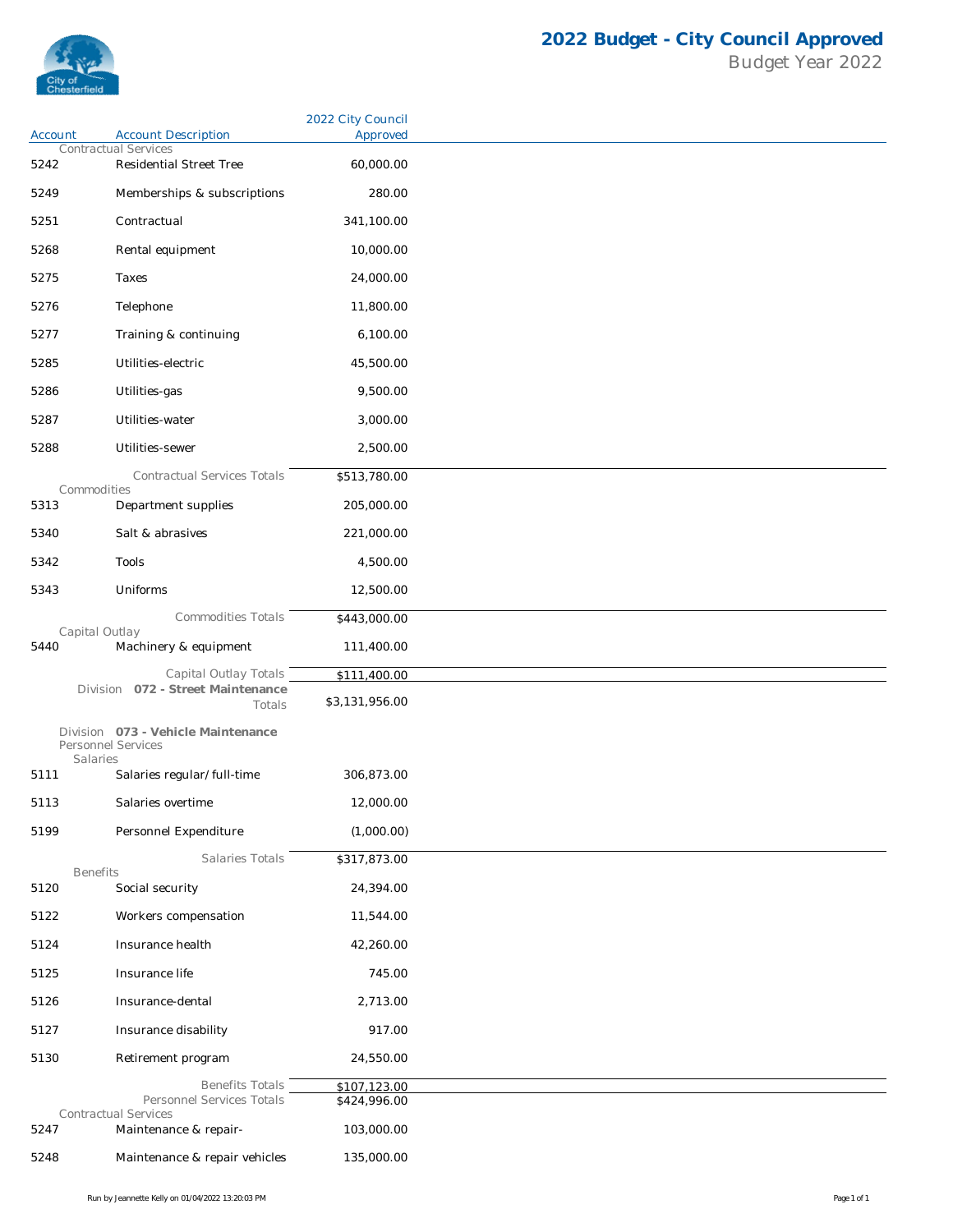# 2022 Budget - City Council Approved

Budget Year 2022

| Account | Account Description | 2022 City Council Approved |
|---|---|---|
| | Contractual Services | |
| 5242 | Residential Street Tree | 60,000.00 |
| 5249 | Memberships & subscriptions | 280.00 |
| 5251 | Contractual | 341,100.00 |
| 5268 | Rental equipment | 10,000.00 |
| 5275 | Taxes | 24,000.00 |
| 5276 | Telephone | 11,800.00 |
| 5277 | Training & continuing | 6,100.00 |
| 5285 | Utilities-electric | 45,500.00 |
| 5286 | Utilities-gas | 9,500.00 |
| 5287 | Utilities-water | 3,000.00 |
| 5288 | Utilities-sewer | 2,500.00 |
| | Contractual Services Totals | $513,780.00 |
| | Commodities | |
| 5313 | Department supplies | 205,000.00 |
| 5340 | Salt & abrasives | 221,000.00 |
| 5342 | Tools | 4,500.00 |
| 5343 | Uniforms | 12,500.00 |
| | Commodities Totals | $443,000.00 |
| | Capital Outlay | |
| 5440 | Machinery & equipment | 111,400.00 |
| | Capital Outlay Totals | $111,400.00 |
| | Division **072 - Street Maintenance** Totals | $3,131,956.00 |
| | Division **073 - Vehicle Maintenance** | |
| | Personnel Services | |
| | Salaries | |
| 5111 | Salaries regular/full-time | 306,873.00 |
| 5113 | Salaries overtime | 12,000.00 |
| 5199 | Personnel Expenditure | (1,000.00) |
| | Salaries Totals | $317,873.00 |
| | Benefits | |
| 5120 | Social security | 24,394.00 |
| 5122 | Workers compensation | 11,544.00 |
| 5124 | Insurance health | 42,260.00 |
| 5125 | Insurance life | 745.00 |
| 5126 | Insurance-dental | 2,713.00 |
| 5127 | Insurance disability | 917.00 |
| 5130 | Retirement program | 24,550.00 |
| | Benefits Totals | $107,123.00 |
| | Personnel Services Totals | $424,996.00 |
| | Contractual Services | |
| 5247 | Maintenance & repair- | 103,000.00 |
| 5248 | Maintenance & repair vehicles | 135,000.00 |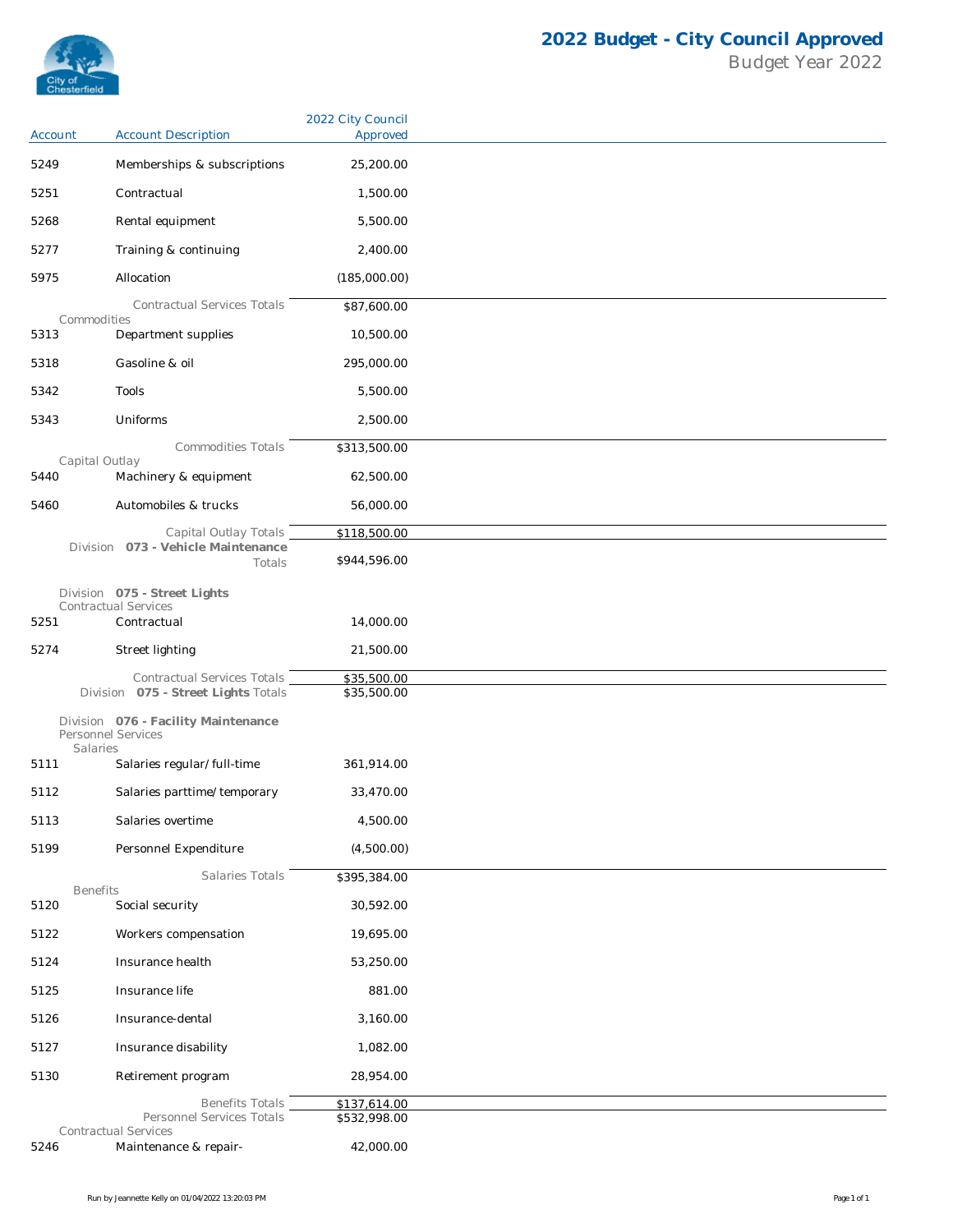# 2022 Budget - City Council Approved

Budget Year 2022

| Account | Account Description | 2022 City Council Approved |
|---|---|---|
| 5249 | Memberships & subscriptions | 25,200.00 |
| 5251 | Contractual | 1,500.00 |
| 5268 | Rental equipment | 5,500.00 |
| 5277 | Training & continuing | 2,400.00 |
| 5975 | Allocation | (185,000.00) |
| | Contractual Services Totals | $87,600.00 |
| Commodities | | |
| 5313 | Department supplies | 10,500.00 |
| 5318 | Gasoline & oil | 295,000.00 |
| 5342 | Tools | 5,500.00 |
| 5343 | Uniforms | 2,500.00 |
| | Commodities Totals | $313,500.00 |
| Capital Outlay | | |
| 5440 | Machinery & equipment | 62,500.00 |
| 5460 | Automobiles & trucks | 56,000.00 |
| | Capital Outlay Totals | $118,500.00 |
| | Division **073 - Vehicle Maintenance** Totals | $944,596.00 |
| Division **075 - Street Lights** | | |
| Contractual Services | | |
| 5251 | Contractual | 14,000.00 |
| 5274 | Street lighting | 21,500.00 |
| | Contractual Services Totals | $35,500.00 |
| | Division **075 - Street Lights** Totals | $35,500.00 |
| Division **076 - Facility Maintenance** | | |
| Personnel Services | | |
| Salaries | | |
| 5111 | Salaries regular/full-time | 361,914.00 |
| 5112 | Salaries parttime/temporary | 33,470.00 |
| 5113 | Salaries overtime | 4,500.00 |
| 5199 | Personnel Expenditure | (4,500.00) |
| | Salaries Totals | $395,384.00 |
| Benefits | | |
| 5120 | Social security | 30,592.00 |
| 5122 | Workers compensation | 19,695.00 |
| 5124 | Insurance health | 53,250.00 |
| 5125 | Insurance life | 881.00 |
| 5126 | Insurance-dental | 3,160.00 |
| 5127 | Insurance disability | 1,082.00 |
| 5130 | Retirement program | 28,954.00 |
| | Benefits Totals | $137,614.00 |
| | Personnel Services Totals | $532,998.00 |
| Contractual Services | | |
| 5246 | Maintenance & repair- | 42,000.00 |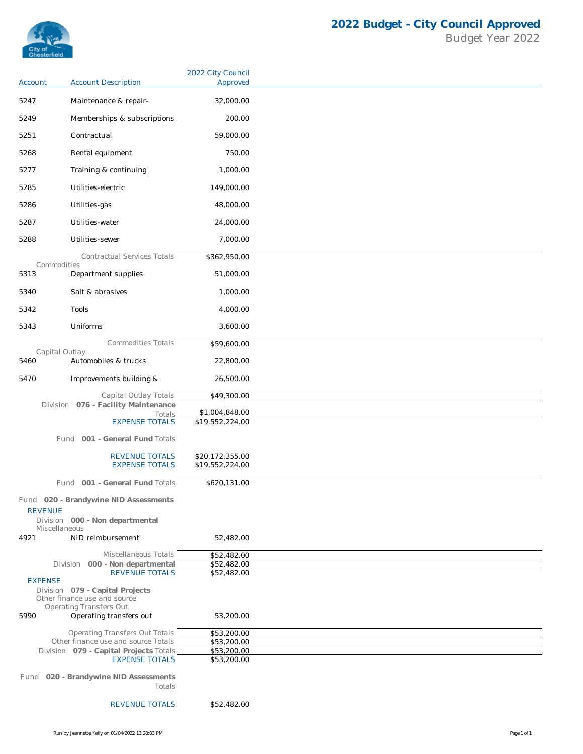# 2022 Budget - City Council Approved

Budget Year 2022

| Account | Account Description | 2022 City Council Approved |
|---|---|---|
| 5247 | Maintenance & repair- | 32,000.00 |
| 5249 | Memberships & subscriptions | 200.00 |
| 5251 | Contractual | 59,000.00 |
| 5268 | Rental equipment | 750.00 |
| 5277 | Training & continuing | 1,000.00 |
| 5285 | Utilities-electric | 149,000.00 |
| 5286 | Utilities-gas | 48,000.00 |
| 5287 | Utilities-water | 24,000.00 |
| 5288 | Utilities-sewer | 7,000.00 |
| | Contractual Services Totals | $362,950.00 |
| Commodities | | |
| 5313 | Department supplies | 51,000.00 |
| 5340 | Salt & abrasives | 1,000.00 |
| 5342 | Tools | 4,000.00 |
| 5343 | Uniforms | 3,600.00 |
| | Commodities Totals | $59,600.00 |
| Capital Outlay | | |
| 5460 | Automobiles & trucks | 22,800.00 |
| 5470 | Improvements building & | 26,500.00 |
| | Capital Outlay Totals | $49,300.00 |
| | Division **076 - Facility Maintenance** Totals | $1,004,848.00 |
| | EXPENSE TOTALS | $19,552,224.00 |
| | Fund **001 - General Fund** Totals | |
| | REVENUE TOTALS | $20,172,355.00 |
| | EXPENSE TOTALS | $19,552,224.00 |
| | Fund **001 - General Fund** Totals | $620,131.00 |
| Fund **020 - Brandywine NID Assessments** | | |
| REVENUE | | |
| Division **000 - Non departmental** | | |
| Miscellaneous | | |
| 4921 | NID reimbursement | 52,482.00 |
| | Miscellaneous Totals | $52,482.00 |
| | Division **000 - Non departmental** | $52,482.00 |
| | REVENUE TOTALS | $52,482.00 |
| EXPENSE | | |
| Division **079 - Capital Projects** | | |
| Other finance use and source | | |
| Operating Transfers Out | | |
| 5990 | Operating transfers out | 53,200.00 |
| | Operating Transfers Out Totals | $53,200.00 |
| | Other finance use and source Totals | $53,200.00 |
| | Division **079 - Capital Projects** Totals | $53,200.00 |
| | EXPENSE TOTALS | $53,200.00 |
| | Fund **020 - Brandywine NID Assessments** Totals | |
| | REVENUE TOTALS | $52,482.00 |

Run by Jeannette Kelly on 01/04/2022 13:20:03 PM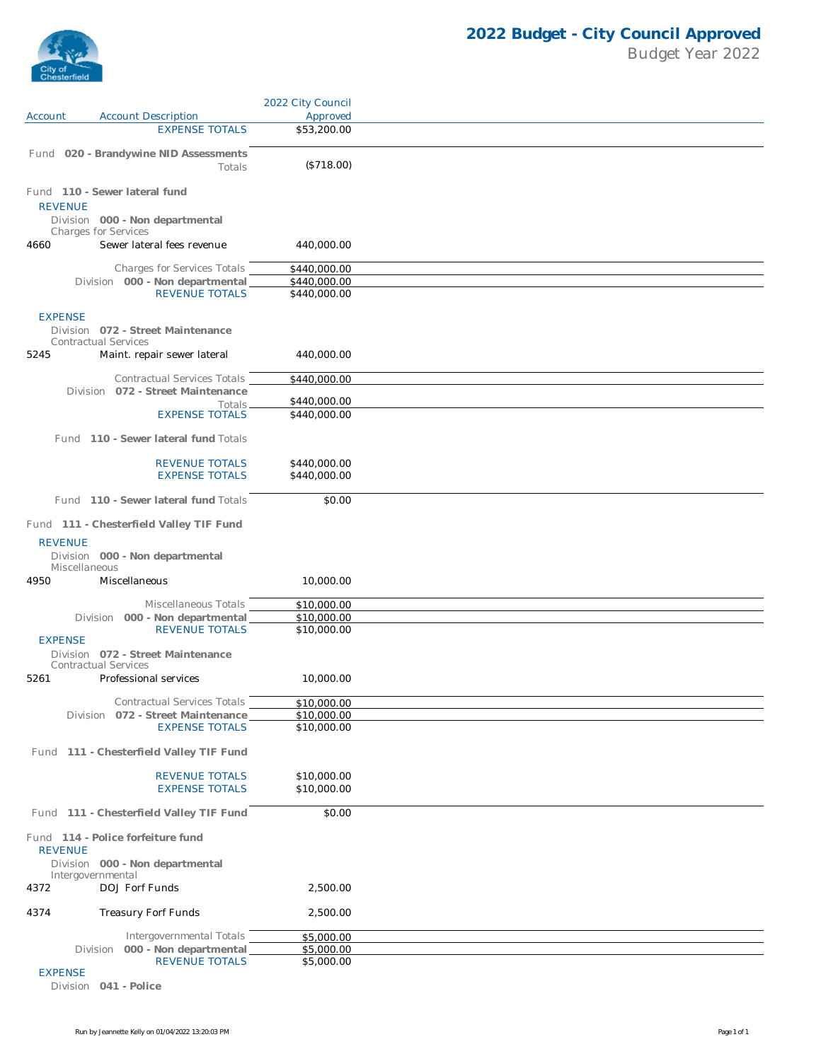# 2022 Budget - City Council Approved

Budget Year 2022

| Account | Account Description | 2022 City Council Approved |
|---|---|---|
| | EXPENSE TOTALS | $53,200.00 |
| | **Fund 020 - Brandywine NID Assessments** Totals | ($718.00) |
| | **Fund 110 - Sewer lateral fund** | |
| | REVENUE | |
| | Division **000 - Non departmental** | |
| | Charges for Services | |
| 4660 | Sewer lateral fees revenue | 440,000.00 |
| | Charges for Services Totals | $440,000.00 |
| | Division **000 - Non departmental** | $440,000.00 |
| | REVENUE TOTALS | $440,000.00 |
| | EXPENSE | |
| | Division **072 - Street Maintenance** | |
| | Contractual Services | |
| 5245 | Maint. repair sewer lateral | 440,000.00 |
| | Contractual Services Totals | $440,000.00 |
| | Division **072 - Street Maintenance** Totals | $440,000.00 |
| | EXPENSE TOTALS | $440,000.00 |
| | Fund **110 - Sewer lateral fund** Totals | |
| | REVENUE TOTALS | $440,000.00 |
| | EXPENSE TOTALS | $440,000.00 |
| | Fund **110 - Sewer lateral fund** Totals | $0.00 |
| | **Fund 111 - Chesterfield Valley TIF Fund** | |
| | REVENUE | |
| | Division **000 - Non departmental** | |
| | Miscellaneous | |
| 4950 | Miscellaneous | 10,000.00 |
| | Miscellaneous Totals | $10,000.00 |
| | Division **000 - Non departmental** | $10,000.00 |
| | REVENUE TOTALS | $10,000.00 |
| | EXPENSE | |
| | Division **072 - Street Maintenance** | |
| | Contractual Services | |
| 5261 | Professional services | 10,000.00 |
| | Contractual Services Totals | $10,000.00 |
| | Division **072 - Street Maintenance** | $10,000.00 |
| | EXPENSE TOTALS | $10,000.00 |
| | Fund **111 - Chesterfield Valley TIF Fund** | |
| | REVENUE TOTALS | $10,000.00 |
| | EXPENSE TOTALS | $10,000.00 |
| | Fund **111 - Chesterfield Valley TIF Fund** | $0.00 |
| | **Fund 114 - Police forfeiture fund** | |
| | REVENUE | |
| | Division **000 - Non departmental** | |
| | Intergovernmental | |
| 4372 | DOJ Forf Funds | 2,500.00 |
| 4374 | Treasury Forf Funds | 2,500.00 |
| | Intergovernmental Totals | $5,000.00 |
| | Division **000 - Non departmental** | $5,000.00 |
| | REVENUE TOTALS | $5,000.00 |
| | EXPENSE | |
| | Division **041 - Police** | |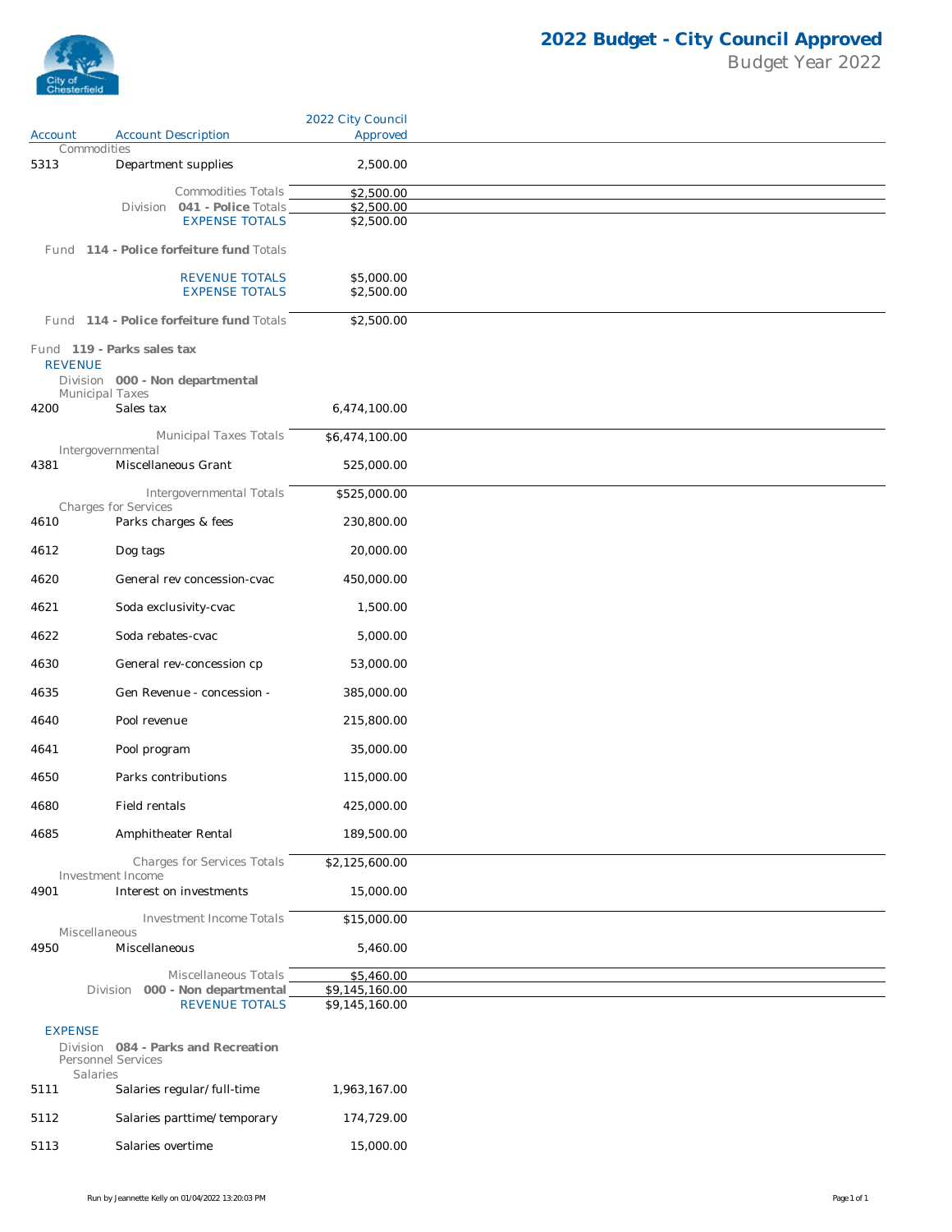# 2022 Budget - City Council Approved

Budget Year 2022

| Account | Account Description | 2022 City Council Approved |
|---|---|---|
| | Commodities | |
| 5313 | Department supplies | 2,500.00 |
| | Commodities Totals | $2,500.00 |
| | Division **041 - Police** Totals | $2,500.00 |
| | EXPENSE TOTALS | $2,500.00 |
| | Fund **114 - Police forfeiture fund** Totals | |
| | REVENUE TOTALS | $5,000.00 |
| | EXPENSE TOTALS | $2,500.00 |
| | Fund **114 - Police forfeiture fund** Totals | $2,500.00 |
| | Fund **119 - Parks sales tax** | |
| | REVENUE | |
| | Division **000 - Non departmental** | |
| | Municipal Taxes | |
| 4200 | Sales tax | 6,474,100.00 |
| | Municipal Taxes Totals | $6,474,100.00 |
| | Intergovernmental | |
| 4381 | Miscellaneous Grant | 525,000.00 |
| | Intergovernmental Totals | $525,000.00 |
| | Charges for Services | |
| 4610 | Parks charges & fees | 230,800.00 |
| 4612 | Dog tags | 20,000.00 |
| 4620 | General rev concession-cvac | 450,000.00 |
| 4621 | Soda exclusivity-cvac | 1,500.00 |
| 4622 | Soda rebates-cvac | 5,000.00 |
| 4630 | General rev-concession cp | 53,000.00 |
| 4635 | Gen Revenue - concession - | 385,000.00 |
| 4640 | Pool revenue | 215,800.00 |
| 4641 | Pool program | 35,000.00 |
| 4650 | Parks contributions | 115,000.00 |
| 4680 | Field rentals | 425,000.00 |
| 4685 | Amphitheater Rental | 189,500.00 |
| | Charges for Services Totals | $2,125,600.00 |
| | Investment Income | |
| 4901 | Interest on investments | 15,000.00 |
| | Investment Income Totals | $15,000.00 |
| | Miscellaneous | |
| 4950 | Miscellaneous | 5,460.00 |
| | Miscellaneous Totals | $5,460.00 |
| | Division **000 - Non departmental** | $9,145,160.00 |
| | REVENUE TOTALS | $9,145,160.00 |
| | EXPENSE | |
| | Division **084 - Parks and Recreation** | |
| | Personnel Services | |
| | Salaries | |
| 5111 | Salaries regular/full-time | 1,963,167.00 |
| 5112 | Salaries parttime/temporary | 174,729.00 |
| 5113 | Salaries overtime | 15,000.00 |

Run by Jeannette Kelly on 01/04/2022 13:20:03 PM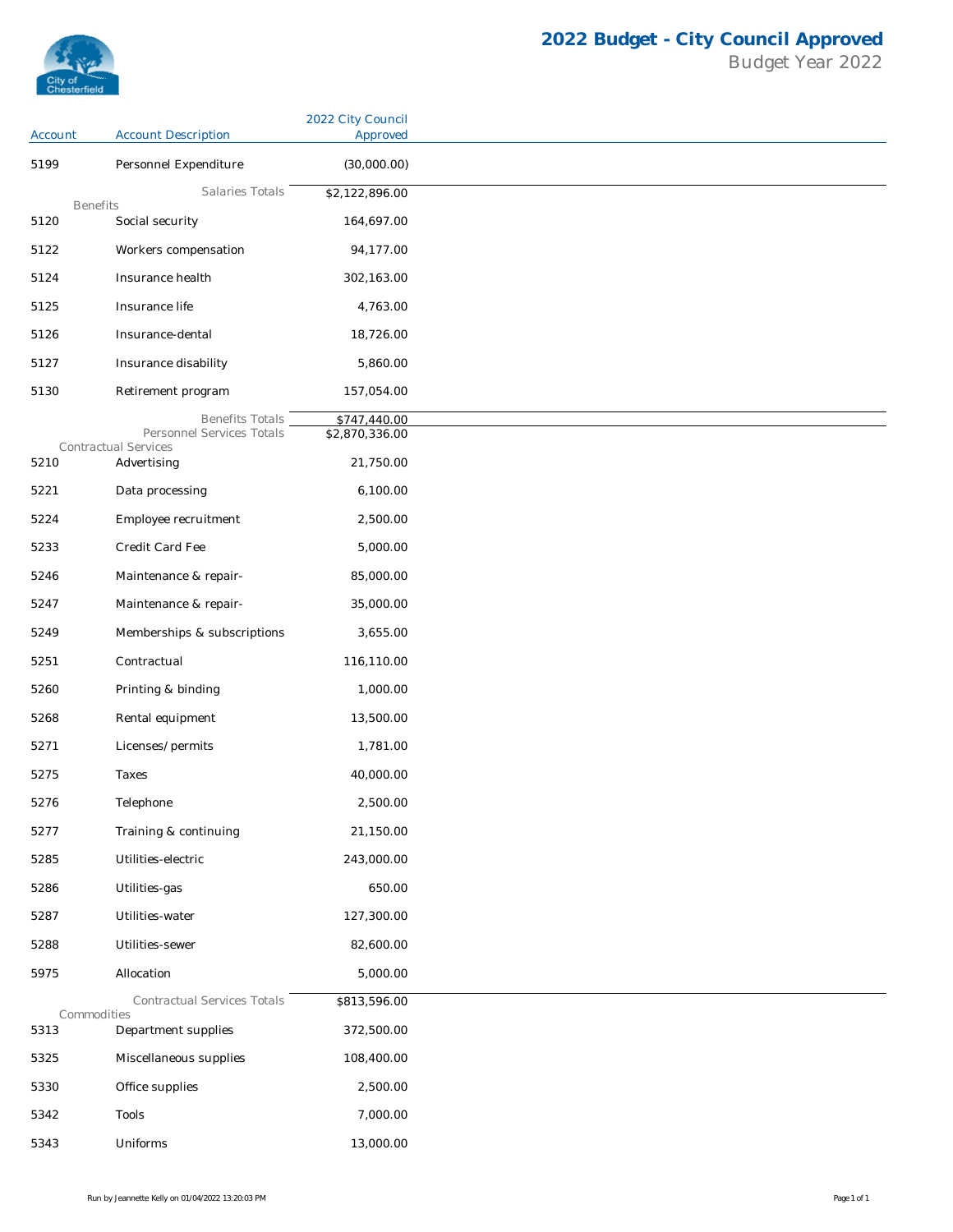# 2022 Budget - City Council Approved

Budget Year 2022

| Account | Account Description | 2022 City Council Approved |
|---|---|---|
| 5199 | Personnel Expenditure | (30,000.00) |
| | Salaries Totals | $2,122,896.00 |
| **Benefits** | | |
| 5120 | Social security | 164,697.00 |
| 5122 | Workers compensation | 94,177.00 |
| 5124 | Insurance health | 302,163.00 |
| 5125 | Insurance life | 4,763.00 |
| 5126 | Insurance-dental | 18,726.00 |
| 5127 | Insurance disability | 5,860.00 |
| 5130 | Retirement program | 157,054.00 |
| | Benefits Totals | $747,440.00 |
| | Personnel Services Totals | $2,870,336.00 |
| **Contractual Services** | | |
| 5210 | Advertising | 21,750.00 |
| 5221 | Data processing | 6,100.00 |
| 5224 | Employee recruitment | 2,500.00 |
| 5233 | Credit Card Fee | 5,000.00 |
| 5246 | Maintenance & repair- | 85,000.00 |
| 5247 | Maintenance & repair- | 35,000.00 |
| 5249 | Memberships & subscriptions | 3,655.00 |
| 5251 | Contractual | 116,110.00 |
| 5260 | Printing & binding | 1,000.00 |
| 5268 | Rental equipment | 13,500.00 |
| 5271 | Licenses/permits | 1,781.00 |
| 5275 | Taxes | 40,000.00 |
| 5276 | Telephone | 2,500.00 |
| 5277 | Training & continuing | 21,150.00 |
| 5285 | Utilities-electric | 243,000.00 |
| 5286 | Utilities-gas | 650.00 |
| 5287 | Utilities-water | 127,300.00 |
| 5288 | Utilities-sewer | 82,600.00 |
| 5975 | Allocation | 5,000.00 |
| | Contractual Services Totals | $813,596.00 |
| **Commodities** | | |
| 5313 | Department supplies | 372,500.00 |
| 5325 | Miscellaneous supplies | 108,400.00 |
| 5330 | Office supplies | 2,500.00 |
| 5342 | Tools | 7,000.00 |
| 5343 | Uniforms | 13,000.00 |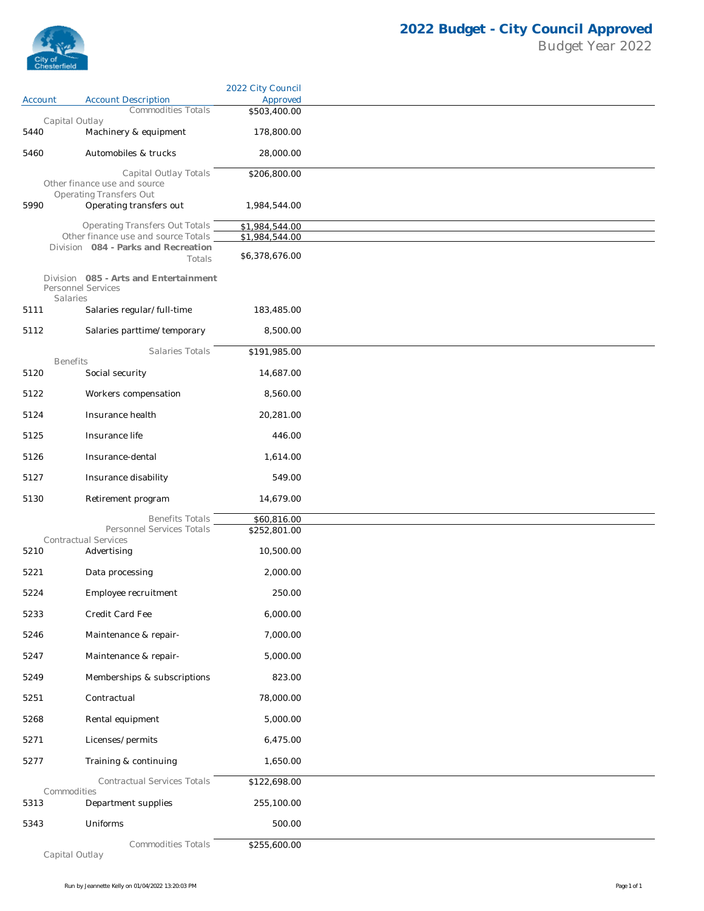# 2022 Budget - City Council Approved

Budget Year 2022

| Account | Account Description | 2022 City Council Approved |
|---|---|---|
| | Commodities Totals | $503,400.00 |
| | Capital Outlay | |
| 5440 | Machinery & equipment | 178,800.00 |
| 5460 | Automobiles & trucks | 28,000.00 |
| | Capital Outlay Totals | $206,800.00 |
| | Other finance use and source | |
| | Operating Transfers Out | |
| 5990 | Operating transfers out | 1,984,544.00 |
| | Operating Transfers Out Totals | $1,984,544.00 |
| | Other finance use and source Totals | $1,984,544.00 |
| | Division **084 - Parks and Recreation** Totals | $6,378,676.00 |
| | Division **085 - Arts and Entertainment** | |
| | Personnel Services | |
| | Salaries | |
| 5111 | Salaries regular/full-time | 183,485.00 |
| 5112 | Salaries parttime/temporary | 8,500.00 |
| | Salaries Totals | $191,985.00 |
| | Benefits | |
| 5120 | Social security | 14,687.00 |
| 5122 | Workers compensation | 8,560.00 |
| 5124 | Insurance health | 20,281.00 |
| 5125 | Insurance life | 446.00 |
| 5126 | Insurance-dental | 1,614.00 |
| 5127 | Insurance disability | 549.00 |
| 5130 | Retirement program | 14,679.00 |
| | Benefits Totals | $60,816.00 |
| | Personnel Services Totals | $252,801.00 |
| | Contractual Services | |
| 5210 | Advertising | 10,500.00 |
| 5221 | Data processing | 2,000.00 |
| 5224 | Employee recruitment | 250.00 |
| 5233 | Credit Card Fee | 6,000.00 |
| 5246 | Maintenance & repair- | 7,000.00 |
| 5247 | Maintenance & repair- | 5,000.00 |
| 5249 | Memberships & subscriptions | 823.00 |
| 5251 | Contractual | 78,000.00 |
| 5268 | Rental equipment | 5,000.00 |
| 5271 | Licenses/permits | 6,475.00 |
| 5277 | Training & continuing | 1,650.00 |
| | Contractual Services Totals | $122,698.00 |
| | Commodities | |
| 5313 | Department supplies | 255,100.00 |
| 5343 | Uniforms | 500.00 |
| | Commodities Totals | $255,600.00 |
| | Capital Outlay | |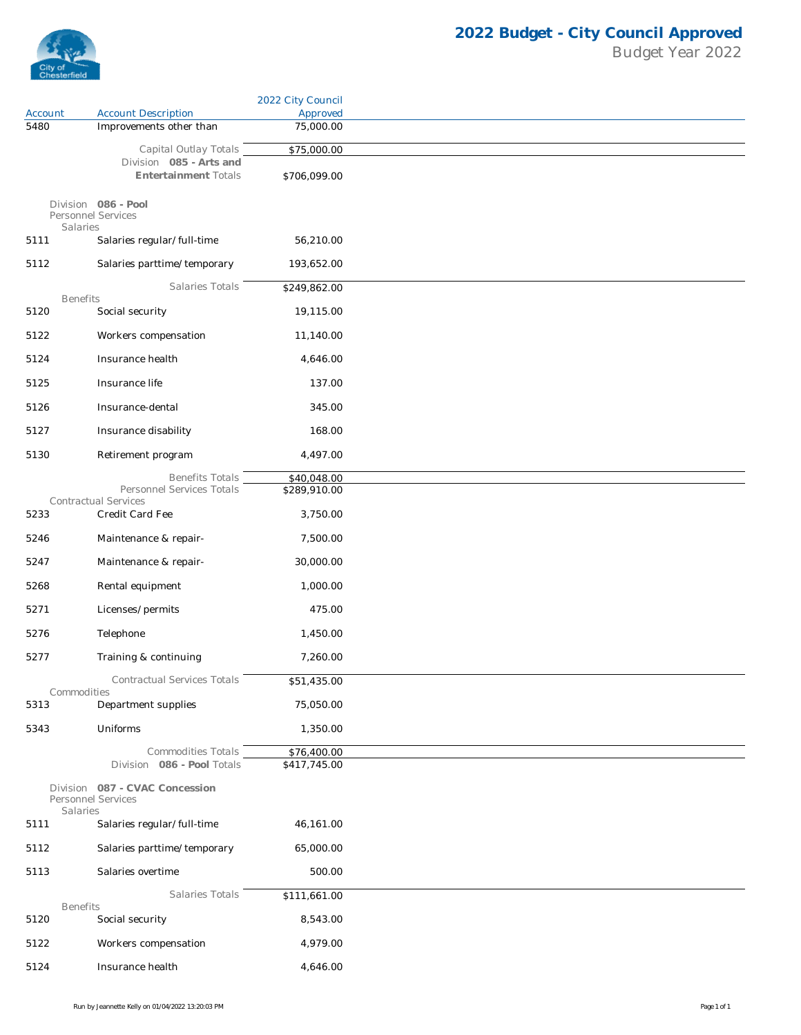# 2022 Budget - City Council Approved

Budget Year 2022

| Account | Account Description | 2022 City Council Approved |
|---|---|---|
| 5480 | Improvements other than | 75,000.00 |
| | Capital Outlay Totals | $75,000.00 |
| | Division **085 - Arts and Entertainment** Totals | $706,099.00 |
| | Division **086 - Pool** | |
| | Personnel Services | |
| | Salaries | |
| 5111 | Salaries regular/full-time | 56,210.00 |
| 5112 | Salaries parttime/temporary | 193,652.00 |
| | Salaries Totals | $249,862.00 |
| | Benefits | |
| 5120 | Social security | 19,115.00 |
| 5122 | Workers compensation | 11,140.00 |
| 5124 | Insurance health | 4,646.00 |
| 5125 | Insurance life | 137.00 |
| 5126 | Insurance-dental | 345.00 |
| 5127 | Insurance disability | 168.00 |
| 5130 | Retirement program | 4,497.00 |
| | Benefits Totals | $40,048.00 |
| | Personnel Services Totals | $289,910.00 |
| | Contractual Services | |
| 5233 | Credit Card Fee | 3,750.00 |
| 5246 | Maintenance & repair- | 7,500.00 |
| 5247 | Maintenance & repair- | 30,000.00 |
| 5268 | Rental equipment | 1,000.00 |
| 5271 | Licenses/permits | 475.00 |
| 5276 | Telephone | 1,450.00 |
| 5277 | Training & continuing | 7,260.00 |
| | Contractual Services Totals | $51,435.00 |
| | Commodities | |
| 5313 | Department supplies | 75,050.00 |
| 5343 | Uniforms | 1,350.00 |
| | Commodities Totals | $76,400.00 |
| | Division **086 - Pool** Totals | $417,745.00 |
| | Division **087 - CVAC Concession** | |
| | Personnel Services | |
| | Salaries | |
| 5111 | Salaries regular/full-time | 46,161.00 |
| 5112 | Salaries parttime/temporary | 65,000.00 |
| 5113 | Salaries overtime | 500.00 |
| | Salaries Totals | $111,661.00 |
| | Benefits | |
| 5120 | Social security | 8,543.00 |
| 5122 | Workers compensation | 4,979.00 |
| 5124 | Insurance health | 4,646.00 |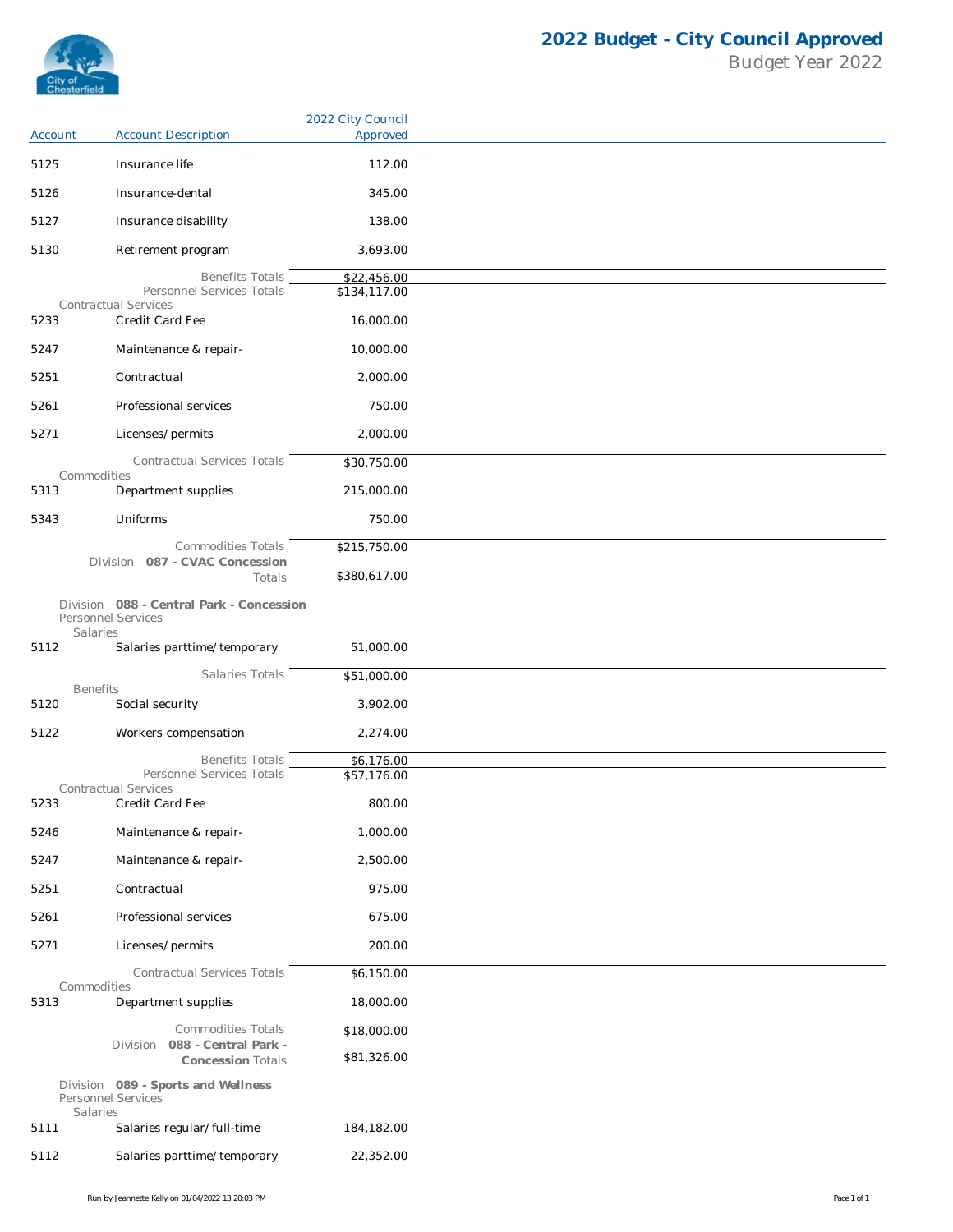# 2022 Budget - City Council Approved

Budget Year 2022

| Account | Account Description | 2022 City Council Approved |
|---|---|---|
| 5125 | Insurance life | 112.00 |
| 5126 | Insurance-dental | 345.00 |
| 5127 | Insurance disability | 138.00 |
| 5130 | Retirement program | 3,693.00 |
| | Benefits Totals | $22,456.00 |
| | Personnel Services Totals | $134,117.00 |
| | Contractual Services | |
| 5233 | Credit Card Fee | 16,000.00 |
| 5247 | Maintenance & repair- | 10,000.00 |
| 5251 | Contractual | 2,000.00 |
| 5261 | Professional services | 750.00 |
| 5271 | Licenses/permits | 2,000.00 |
| | Contractual Services Totals | $30,750.00 |
| | Commodities | |
| 5313 | Department supplies | 215,000.00 |
| 5343 | Uniforms | 750.00 |
| | Commodities Totals | $215,750.00 |
| | Division **087 - CVAC Concession** Totals | $380,617.00 |
| | Division **088 - Central Park - Concession** | |
| | Personnel Services | |
| | Salaries | |
| 5112 | Salaries parttime/temporary | 51,000.00 |
| | Salaries Totals | $51,000.00 |
| | Benefits | |
| 5120 | Social security | 3,902.00 |
| 5122 | Workers compensation | 2,274.00 |
| | Benefits Totals | $6,176.00 |
| | Personnel Services Totals | $57,176.00 |
| | Contractual Services | |
| 5233 | Credit Card Fee | 800.00 |
| 5246 | Maintenance & repair- | 1,000.00 |
| 5247 | Maintenance & repair- | 2,500.00 |
| 5251 | Contractual | 975.00 |
| 5261 | Professional services | 675.00 |
| 5271 | Licenses/permits | 200.00 |
| | Contractual Services Totals | $6,150.00 |
| | Commodities | |
| 5313 | Department supplies | 18,000.00 |
| | Commodities Totals | $18,000.00 |
| | Division **088 - Central Park - Concession** Totals | $81,326.00 |
| | Division **089 - Sports and Wellness** | |
| | Personnel Services | |
| | Salaries | |
| 5111 | Salaries regular/full-time | 184,182.00 |
| 5112 | Salaries parttime/temporary | 22,352.00 |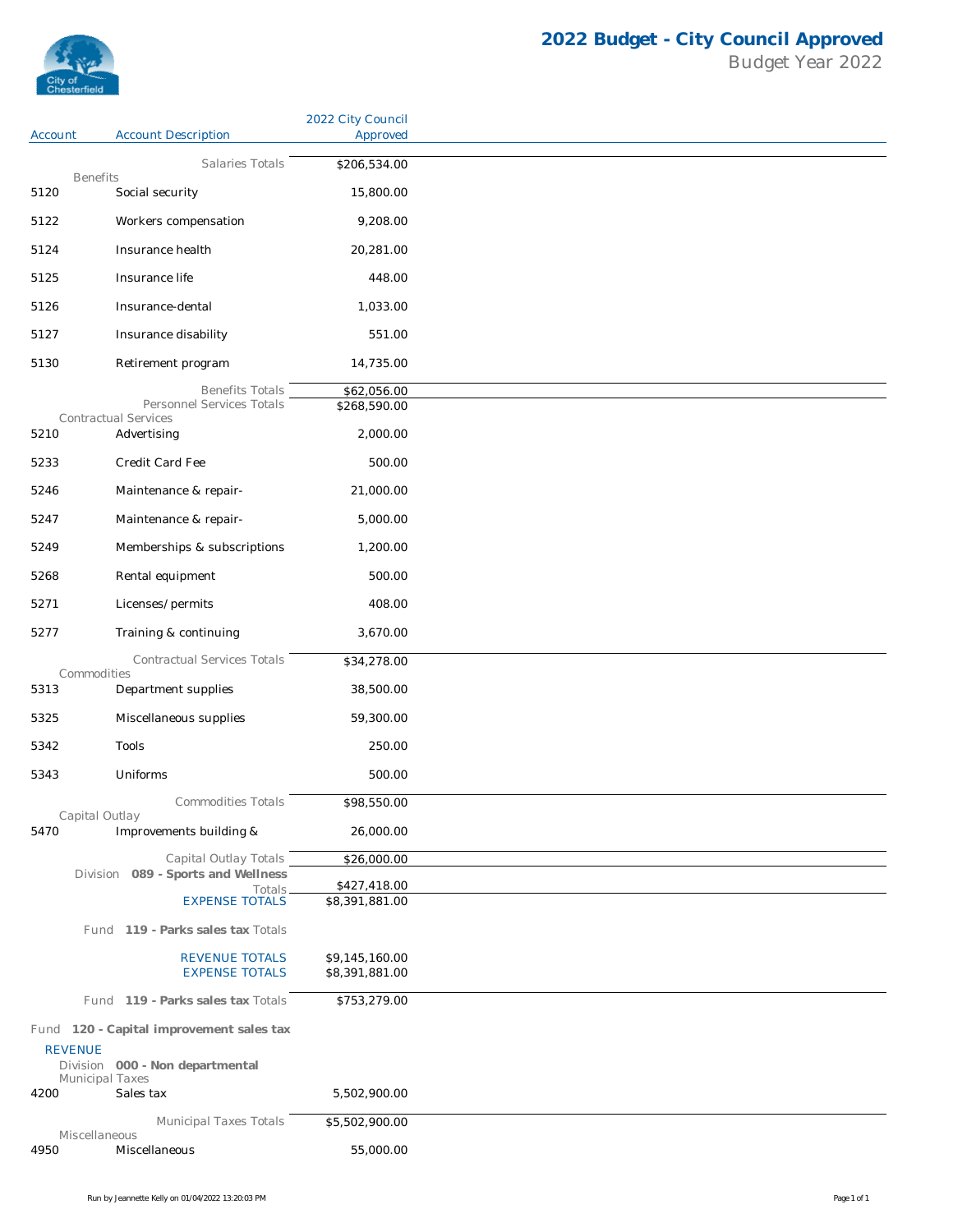| Account | Account Description | 2022 City Council Approved |
|---|---|---|
| | Salaries Totals | $206,534.00 |
| Benefits | | |
| 5120 | Social security | 15,800.00 |
| 5122 | Workers compensation | 9,208.00 |
| 5124 | Insurance health | 20,281.00 |
| 5125 | Insurance life | 448.00 |
| 5126 | Insurance-dental | 1,033.00 |
| 5127 | Insurance disability | 551.00 |
| 5130 | Retirement program | 14,735.00 |
| | Benefits Totals | $62,056.00 |
| | Personnel Services Totals | $268,590.00 |
| Contractual Services | | |
| 5210 | Advertising | 2,000.00 |
| 5233 | Credit Card Fee | 500.00 |
| 5246 | Maintenance & repair- | 21,000.00 |
| 5247 | Maintenance & repair- | 5,000.00 |
| 5249 | Memberships & subscriptions | 1,200.00 |
| 5268 | Rental equipment | 500.00 |
| 5271 | Licenses/permits | 408.00 |
| 5277 | Training & continuing | 3,670.00 |
| | Contractual Services Totals | $34,278.00 |
| Commodities | | |
| 5313 | Department supplies | 38,500.00 |
| 5325 | Miscellaneous supplies | 59,300.00 |
| 5342 | Tools | 250.00 |
| 5343 | Uniforms | 500.00 |
| | Commodities Totals | $98,550.00 |
| Capital Outlay | | |
| 5470 | Improvements building & | 26,000.00 |
| | Capital Outlay Totals | $26,000.00 |
| | Division **089 - Sports and Wellness** Totals | $427,418.00 |
| | EXPENSE TOTALS | $8,391,881.00 |
| | Fund **119 - Parks sales tax** Totals | |
| | REVENUE TOTALS | $9,145,160.00 |
| | EXPENSE TOTALS | $8,391,881.00 |
| | Fund **119 - Parks sales tax** Totals | $753,279.00 |

Fund **120 - Capital improvement sales tax**

REVENUE

Division **000 - Non departmental**

| Account | Account Description | 2022 City Council Approved |
|---|---|---|
| Municipal Taxes | | |
| 4200 | Sales tax | 5,502,900.00 |
| | Municipal Taxes Totals | $5,502,900.00 |
| Miscellaneous | | |
| 4950 | Miscellaneous | 55,000.00 |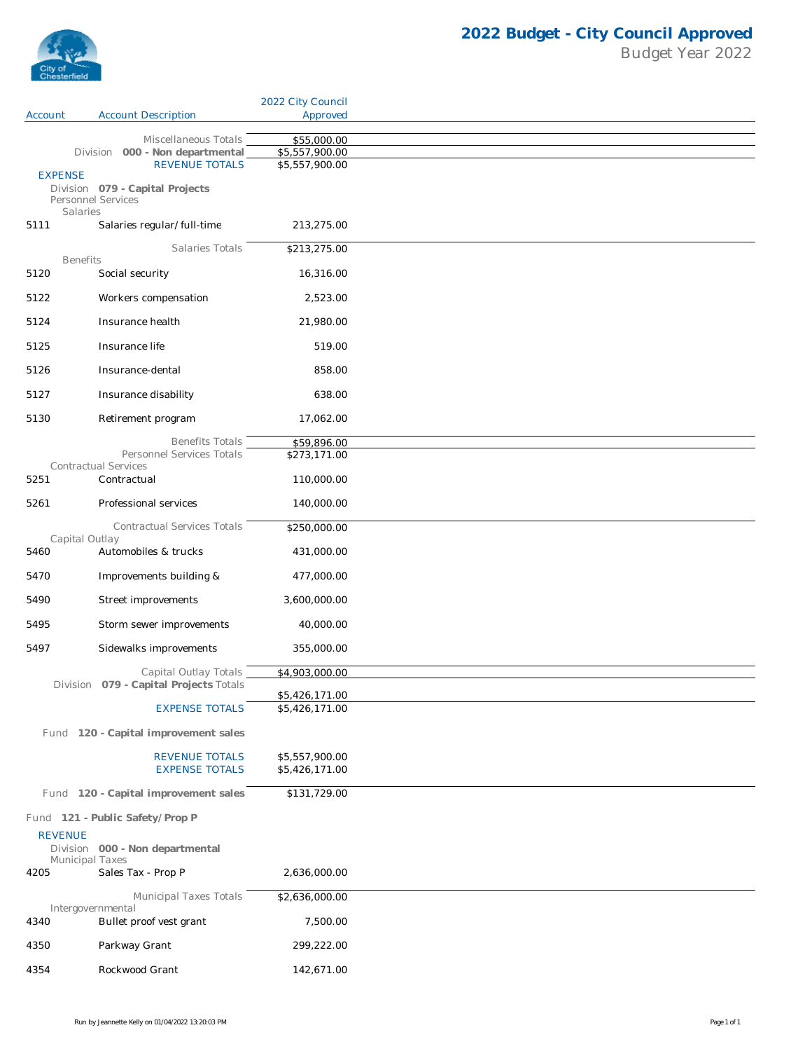# 2022 Budget - City Council Approved

Budget Year 2022

| Account | Account Description | 2022 City Council Approved |
|---|---|---|
| | Miscellaneous Totals | $55,000.00 |
| | Division **000 - Non departmental** | $5,557,900.00 |
| | REVENUE TOTALS | $5,557,900.00 |
| EXPENSE | | |
| | Division **079 - Capital Projects** | |
| | Personnel Services | |
| | Salaries | |
| 5111 | Salaries regular/full-time | 213,275.00 |
| | Salaries Totals | $213,275.00 |
| | Benefits | |
| 5120 | Social security | 16,316.00 |
| 5122 | Workers compensation | 2,523.00 |
| 5124 | Insurance health | 21,980.00 |
| 5125 | Insurance life | 519.00 |
| 5126 | Insurance-dental | 858.00 |
| 5127 | Insurance disability | 638.00 |
| 5130 | Retirement program | 17,062.00 |
| | Benefits Totals | $59,896.00 |
| | Personnel Services Totals | $273,171.00 |
| | Contractual Services | |
| 5251 | Contractual | 110,000.00 |
| 5261 | Professional services | 140,000.00 |
| | Contractual Services Totals | $250,000.00 |
| | Capital Outlay | |
| 5460 | Automobiles & trucks | 431,000.00 |
| 5470 | Improvements building & | 477,000.00 |
| 5490 | Street improvements | 3,600,000.00 |
| 5495 | Storm sewer improvements | 40,000.00 |
| 5497 | Sidewalks improvements | 355,000.00 |
| | Capital Outlay Totals | $4,903,000.00 |
| | Division **079 - Capital Projects** Totals | $5,426,171.00 |
| | EXPENSE TOTALS | $5,426,171.00 |
| | Fund **120 - Capital improvement sales** | |
| | REVENUE TOTALS | $5,557,900.00 |
| | EXPENSE TOTALS | $5,426,171.00 |
| | Fund **120 - Capital improvement sales** | $131,729.00 |
| | Fund **121 - Public Safety/Prop P** | |
| REVENUE | | |
| | Division **000 - Non departmental** | |
| | Municipal Taxes | |
| 4205 | Sales Tax - Prop P | 2,636,000.00 |
| | Municipal Taxes Totals | $2,636,000.00 |
| | Intergovernmental | |
| 4340 | Bullet proof vest grant | 7,500.00 |
| 4350 | Parkway Grant | 299,222.00 |
| 4354 | Rockwood Grant | 142,671.00 |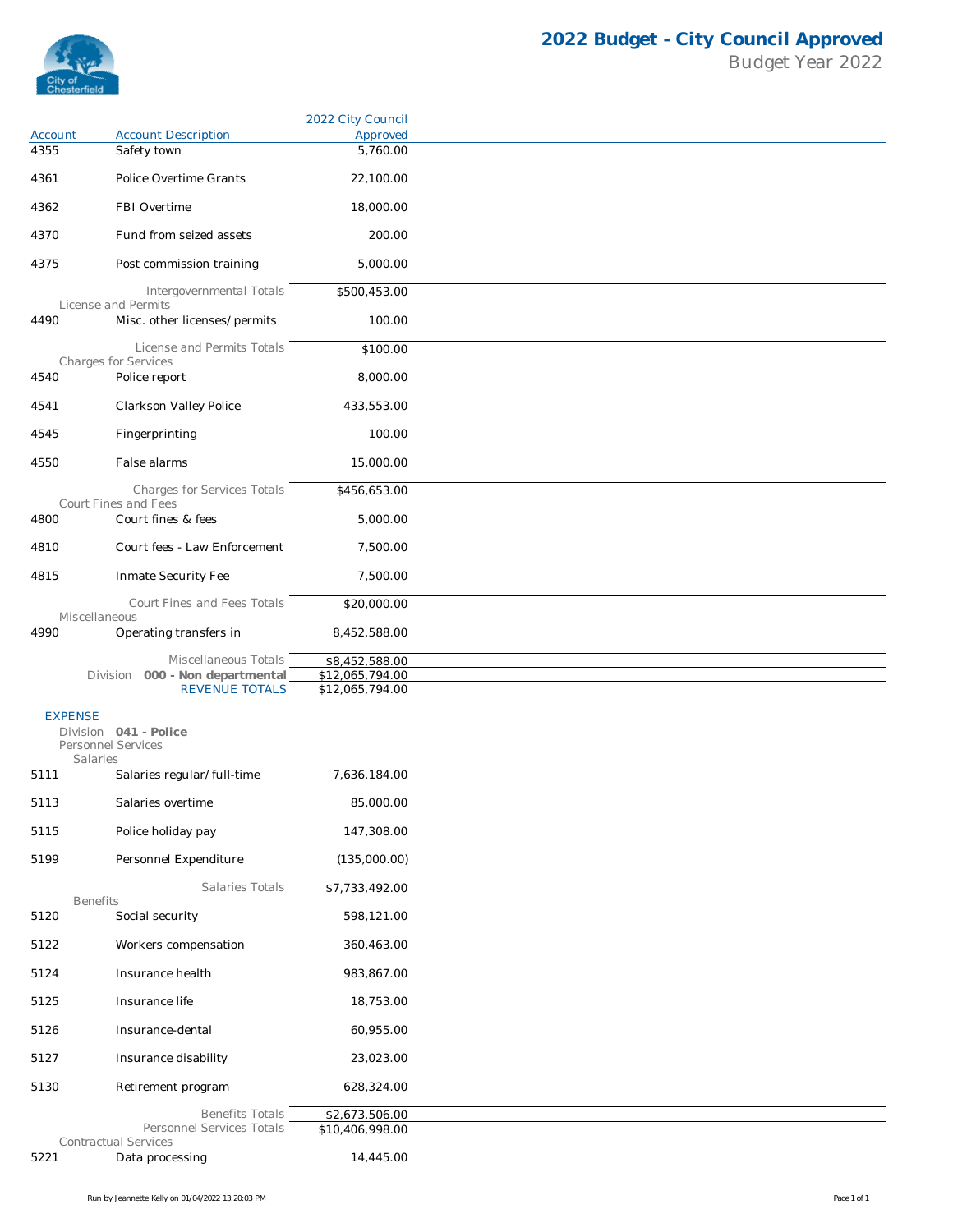# 2022 Budget - City Council Approved

Budget Year 2022

| Account | Account Description | 2022 City Council Approved |
|---|---|---|
| 4355 | Safety town | 5,760.00 |
| 4361 | Police Overtime Grants | 22,100.00 |
| 4362 | FBI Overtime | 18,000.00 |
| 4370 | Fund from seized assets | 200.00 |
| 4375 | Post commission training | 5,000.00 |
| | Intergovernmental Totals | $500,453.00 |
| | **License and Permits** | |
| 4490 | Misc. other licenses/permits | 100.00 |
| | License and Permits Totals | $100.00 |
| | **Charges for Services** | |
| 4540 | Police report | 8,000.00 |
| 4541 | Clarkson Valley Police | 433,553.00 |
| 4545 | Fingerprinting | 100.00 |
| 4550 | False alarms | 15,000.00 |
| | Charges for Services Totals | $456,653.00 |
| | **Court Fines and Fees** | |
| 4800 | Court fines & fees | 5,000.00 |
| 4810 | Court fees - Law Enforcement | 7,500.00 |
| 4815 | Inmate Security Fee | 7,500.00 |
| | Court Fines and Fees Totals | $20,000.00 |
| | **Miscellaneous** | |
| 4990 | Operating transfers in | 8,452,588.00 |
| | Miscellaneous Totals | $8,452,588.00 |
| | Division **000 - Non departmental** | $12,065,794.00 |
| | REVENUE TOTALS | $12,065,794.00 |
| **EXPENSE** | | |
| | Division **041 - Police** | |
| | **Personnel Services** | |
| | **Salaries** | |
| 5111 | Salaries regular/full-time | 7,636,184.00 |
| 5113 | Salaries overtime | 85,000.00 |
| 5115 | Police holiday pay | 147,308.00 |
| 5199 | Personnel Expenditure | (135,000.00) |
| | Salaries Totals | $7,733,492.00 |
| | **Benefits** | |
| 5120 | Social security | 598,121.00 |
| 5122 | Workers compensation | 360,463.00 |
| 5124 | Insurance health | 983,867.00 |
| 5125 | Insurance life | 18,753.00 |
| 5126 | Insurance-dental | 60,955.00 |
| 5127 | Insurance disability | 23,023.00 |
| 5130 | Retirement program | 628,324.00 |
| | Benefits Totals | $2,673,506.00 |
| | Personnel Services Totals | $10,406,998.00 |
| | **Contractual Services** | |
| 5221 | Data processing | 14,445.00 |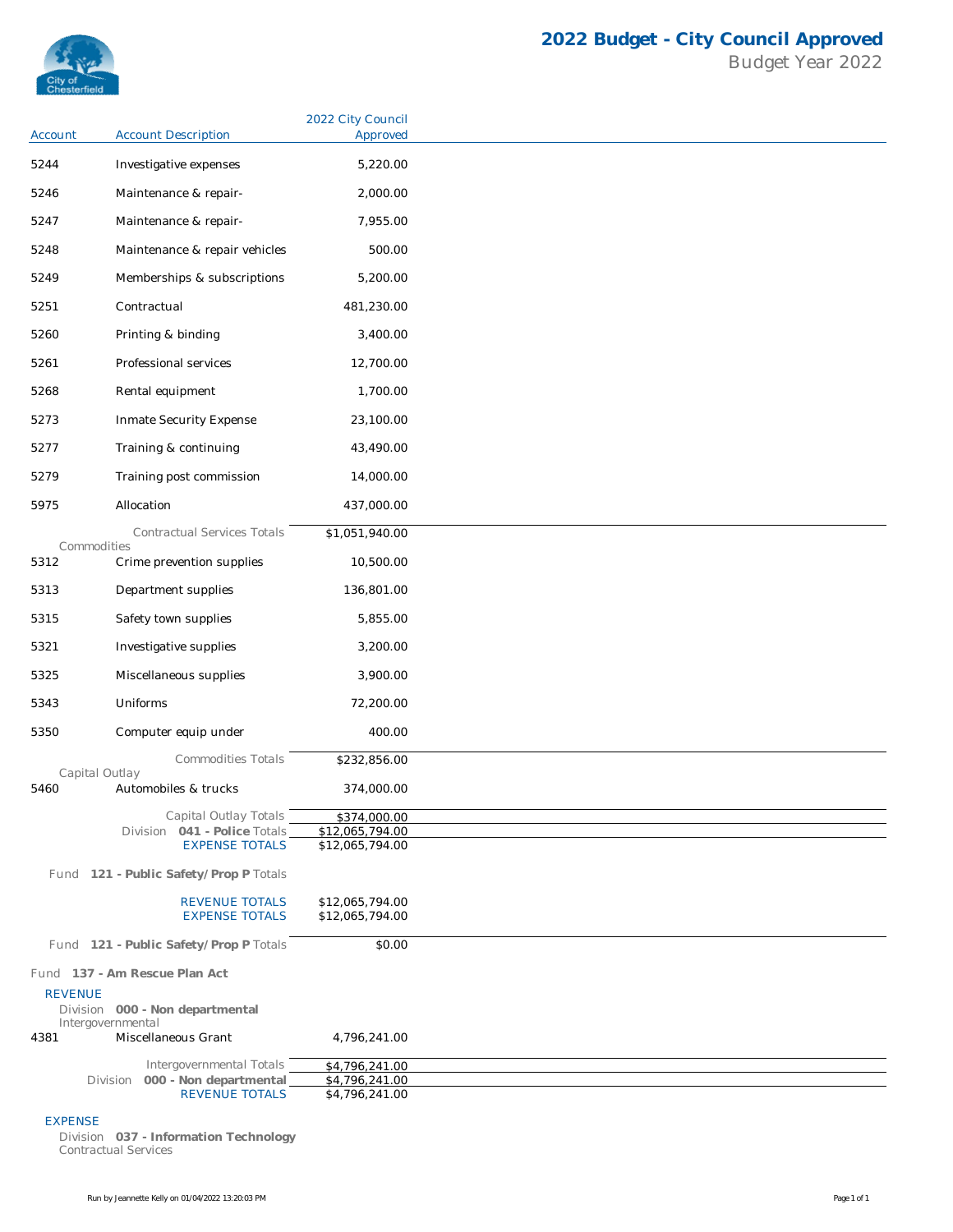# 2022 Budget - City Council Approved

Budget Year 2022

| Account | Account Description | 2022 City Council Approved |
|---|---|---|
| 5244 | Investigative expenses | 5,220.00 |
| 5246 | Maintenance & repair- | 2,000.00 |
| 5247 | Maintenance & repair- | 7,955.00 |
| 5248 | Maintenance & repair vehicles | 500.00 |
| 5249 | Memberships & subscriptions | 5,200.00 |
| 5251 | Contractual | 481,230.00 |
| 5260 | Printing & binding | 3,400.00 |
| 5261 | Professional services | 12,700.00 |
| 5268 | Rental equipment | 1,700.00 |
| 5273 | Inmate Security Expense | 23,100.00 |
| 5277 | Training & continuing | 43,490.00 |
| 5279 | Training post commission | 14,000.00 |
| 5975 | Allocation | 437,000.00 |
| | Contractual Services Totals | $1,051,940.00 |
| Commodities | | |
| 5312 | Crime prevention supplies | 10,500.00 |
| 5313 | Department supplies | 136,801.00 |
| 5315 | Safety town supplies | 5,855.00 |
| 5321 | Investigative supplies | 3,200.00 |
| 5325 | Miscellaneous supplies | 3,900.00 |
| 5343 | Uniforms | 72,200.00 |
| 5350 | Computer equip under | 400.00 |
| | Commodities Totals | $232,856.00 |
| Capital Outlay | | |
| 5460 | Automobiles & trucks | 374,000.00 |
| | Capital Outlay Totals | $374,000.00 |
| | Division **041 - Police** Totals | $12,065,794.00 |
| | EXPENSE TOTALS | $12,065,794.00 |
| | Fund **121 - Public Safety/Prop P** Totals | |
| | REVENUE TOTALS | $12,065,794.00 |
| | EXPENSE TOTALS | $12,065,794.00 |
| | Fund **121 - Public Safety/Prop P** Totals | $0.00 |

Fund **137 - Am Rescue Plan Act**

REVENUE

Division **000 - Non departmental**

| Account | Account Description | 2022 City Council Approved |
|---|---|---|
| Intergovernmental | | |
| 4381 | Miscellaneous Grant | 4,796,241.00 |
| | Intergovernmental Totals | $4,796,241.00 |
| | Division **000 - Non departmental** | $4,796,241.00 |
| | REVENUE TOTALS | $4,796,241.00 |

EXPENSE

Division **037 - Information Technology**

Contractual Services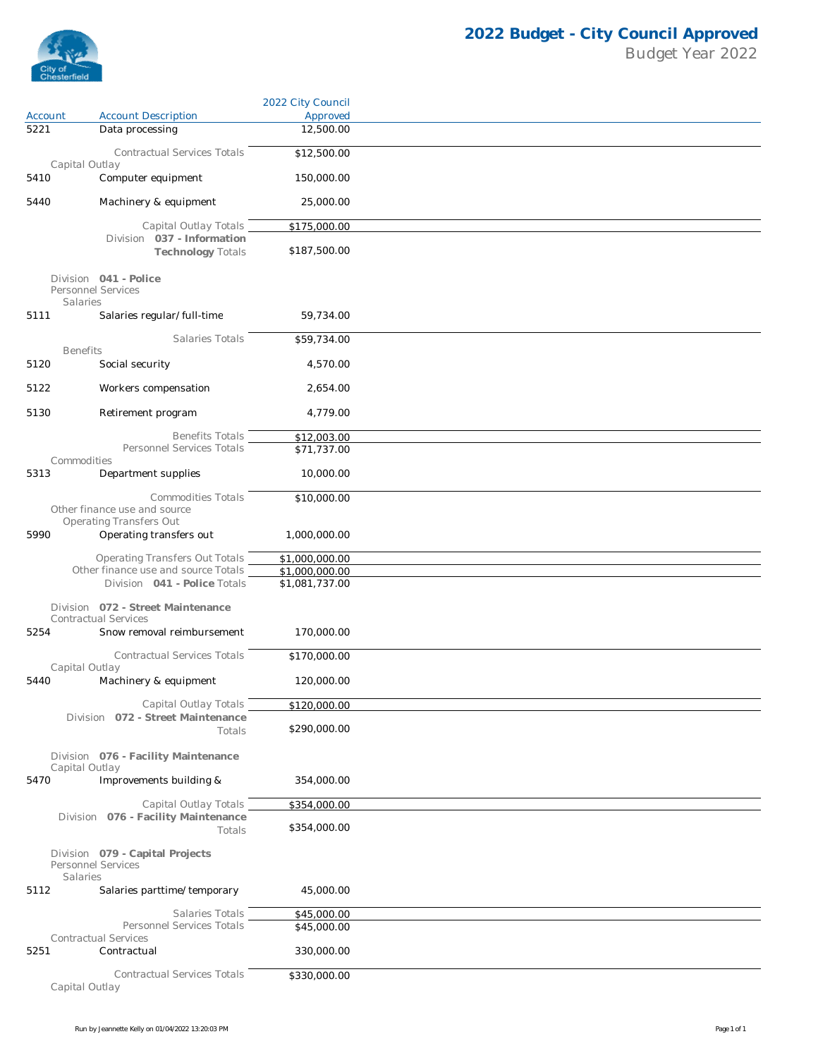# 2022 Budget - City Council Approved

Budget Year 2022

| Account | Account Description | 2022 City Council Approved |
|---|---|---|
| 5221 | Data processing | 12,500.00 |
| | Contractual Services Totals | $12,500.00 |
| Capital Outlay | | |
| 5410 | Computer equipment | 150,000.00 |
| 5440 | Machinery & equipment | 25,000.00 |
| | Capital Outlay Totals | $175,000.00 |
| | Division 037 - Information Technology Totals | $187,500.00 |
| Division 041 - Police | | |
| Personnel Services | | |
| Salaries | | |
| 5111 | Salaries regular/full-time | 59,734.00 |
| | Salaries Totals | $59,734.00 |
| Benefits | | |
| 5120 | Social security | 4,570.00 |
| 5122 | Workers compensation | 2,654.00 |
| 5130 | Retirement program | 4,779.00 |
| | Benefits Totals | $12,003.00 |
| | Personnel Services Totals | $71,737.00 |
| Commodities | | |
| 5313 | Department supplies | 10,000.00 |
| | Commodities Totals | $10,000.00 |
| Other finance use and source | | |
| Operating Transfers Out | | |
| 5990 | Operating transfers out | 1,000,000.00 |
| | Operating Transfers Out Totals | $1,000,000.00 |
| | Other finance use and source Totals | $1,000,000.00 |
| | Division 041 - Police Totals | $1,081,737.00 |
| Division 072 - Street Maintenance | | |
| Contractual Services | | |
| 5254 | Snow removal reimbursement | 170,000.00 |
| | Contractual Services Totals | $170,000.00 |
| Capital Outlay | | |
| 5440 | Machinery & equipment | 120,000.00 |
| | Capital Outlay Totals | $120,000.00 |
| | Division 072 - Street Maintenance Totals | $290,000.00 |
| Division 076 - Facility Maintenance | | |
| Capital Outlay | | |
| 5470 | Improvements building & | 354,000.00 |
| | Capital Outlay Totals | $354,000.00 |
| | Division 076 - Facility Maintenance Totals | $354,000.00 |
| Division 079 - Capital Projects | | |
| Personnel Services | | |
| Salaries | | |
| 5112 | Salaries parttime/temporary | 45,000.00 |
| | Salaries Totals | $45,000.00 |
| | Personnel Services Totals | $45,000.00 |
| Contractual Services | | |
| 5251 | Contractual | 330,000.00 |
| | Contractual Services Totals | $330,000.00 |
| Capital Outlay | | |

Run by Jeannette Kelly on 01/04/2022 13:20:03 PM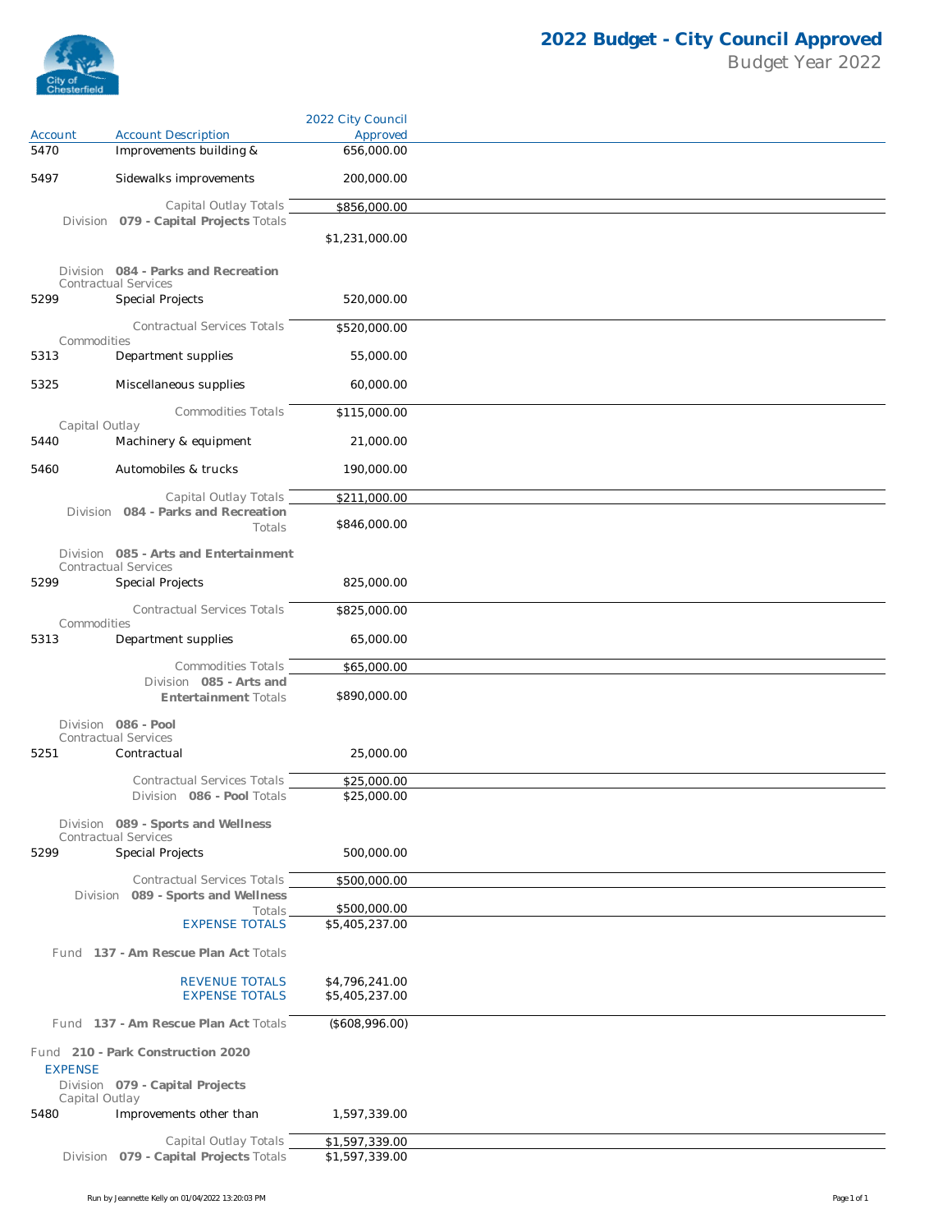# 2022 Budget - City Council Approved

Budget Year 2022

| Account | Account Description | 2022 City Council Approved |
|---|---|---|
| 5470 | Improvements building & | 656,000.00 |
| 5497 | Sidewalks improvements | 200,000.00 |
| | Capital Outlay Totals | $856,000.00 |
| | Division **079 - Capital Projects** Totals | $1,231,000.00 |
| | Division **084 - Parks and Recreation** | |
| | Contractual Services | |
| 5299 | Special Projects | 520,000.00 |
| | Contractual Services Totals | $520,000.00 |
| | Commodities | |
| 5313 | Department supplies | 55,000.00 |
| 5325 | Miscellaneous supplies | 60,000.00 |
| | Commodities Totals | $115,000.00 |
| | Capital Outlay | |
| 5440 | Machinery & equipment | 21,000.00 |
| 5460 | Automobiles & trucks | 190,000.00 |
| | Capital Outlay Totals | $211,000.00 |
| | Division **084 - Parks and Recreation** Totals | $846,000.00 |
| | Division **085 - Arts and Entertainment** | |
| | Contractual Services | |
| 5299 | Special Projects | 825,000.00 |
| | Contractual Services Totals | $825,000.00 |
| | Commodities | |
| 5313 | Department supplies | 65,000.00 |
| | Commodities Totals | $65,000.00 |
| | Division **085 - Arts and Entertainment** Totals | $890,000.00 |
| | Division **086 - Pool** | |
| | Contractual Services | |
| 5251 | Contractual | 25,000.00 |
| | Contractual Services Totals | $25,000.00 |
| | Division **086 - Pool** Totals | $25,000.00 |
| | Division **089 - Sports and Wellness** | |
| | Contractual Services | |
| 5299 | Special Projects | 500,000.00 |
| | Contractual Services Totals | $500,000.00 |
| | Division **089 - Sports and Wellness** Totals | $500,000.00 |
| | EXPENSE TOTALS | $5,405,237.00 |
| | Fund **137 - Am Rescue Plan Act** Totals | |
| | REVENUE TOTALS | $4,796,241.00 |
| | EXPENSE TOTALS | $5,405,237.00 |
| | Fund **137 - Am Rescue Plan Act** Totals | ($608,996.00) |
| | Fund **210 - Park Construction 2020** | |
| | EXPENSE | |
| | Division **079 - Capital Projects** | |
| | Capital Outlay | |
| 5480 | Improvements other than | 1,597,339.00 |
| | Capital Outlay Totals | $1,597,339.00 |
| | Division **079 - Capital Projects** Totals | $1,597,339.00 |

Run by Jeannette Kelly on 01/04/2022 13:20:03 PM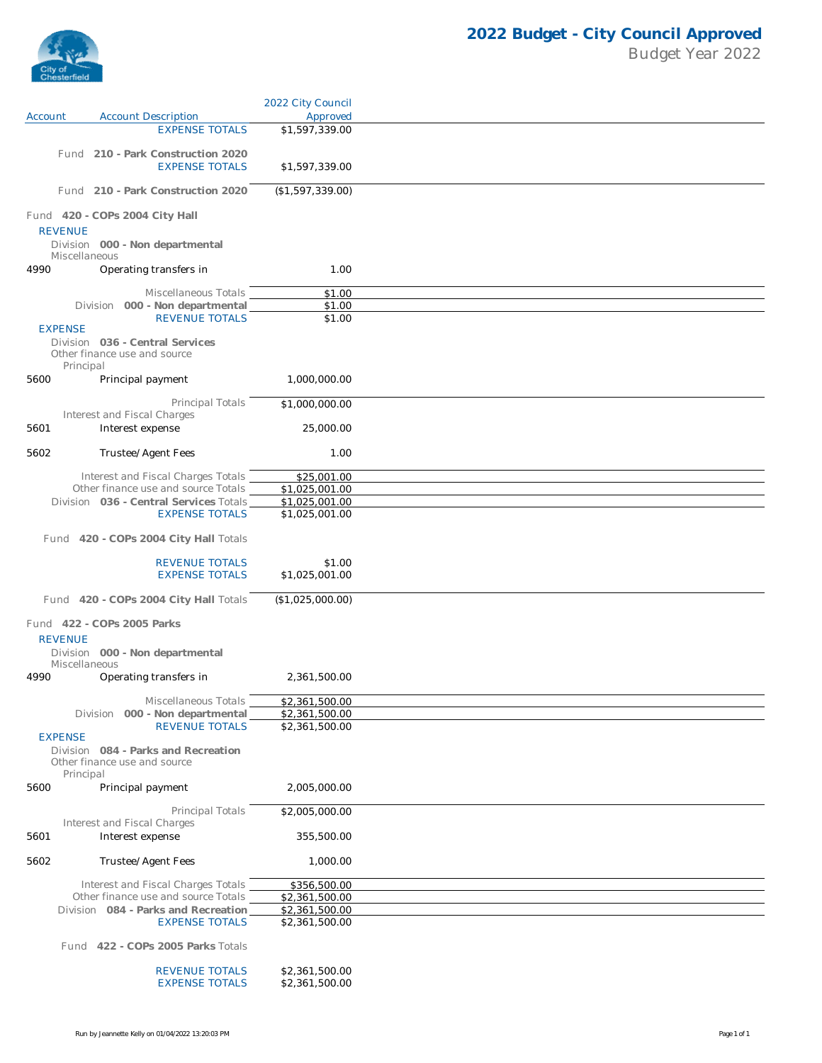# 2022 Budget - City Council Approved

Budget Year 2022

| Account | Account Description | 2022 City Council Approved |
|---|---|---|
| | EXPENSE TOTALS | $1,597,339.00 |
| | **Fund 210 - Park Construction 2020** | |
| | EXPENSE TOTALS | $1,597,339.00 |
| | **Fund 210 - Park Construction 2020** | ($1,597,339.00) |
| | **Fund 420 - COPs 2004 City Hall** | |
| | REVENUE | |
| | Division **000 - Non departmental** | |
| | Miscellaneous | |
| 4990 | Operating transfers in | 1.00 |
| | Miscellaneous Totals | $1.00 |
| | Division **000 - Non departmental** | $1.00 |
| | REVENUE TOTALS | $1.00 |
| | EXPENSE | |
| | Division **036 - Central Services** | |
| | Other finance use and source | |
| | Principal | |
| 5600 | Principal payment | 1,000,000.00 |
| | Principal Totals | $1,000,000.00 |
| | Interest and Fiscal Charges | |
| 5601 | Interest expense | 25,000.00 |
| 5602 | Trustee/Agent Fees | 1.00 |
| | Interest and Fiscal Charges Totals | $25,001.00 |
| | Other finance use and source Totals | $1,025,001.00 |
| | Division **036 - Central Services** Totals | $1,025,001.00 |
| | EXPENSE TOTALS | $1,025,001.00 |
| | Fund **420 - COPs 2004 City Hall** Totals | |
| | REVENUE TOTALS | $1.00 |
| | EXPENSE TOTALS | $1,025,001.00 |
| | Fund **420 - COPs 2004 City Hall** Totals | ($1,025,000.00) |
| | **Fund 422 - COPs 2005 Parks** | |
| | REVENUE | |
| | Division **000 - Non departmental** | |
| | Miscellaneous | |
| 4990 | Operating transfers in | 2,361,500.00 |
| | Miscellaneous Totals | $2,361,500.00 |
| | Division **000 - Non departmental** | $2,361,500.00 |
| | REVENUE TOTALS | $2,361,500.00 |
| | EXPENSE | |
| | Division **084 - Parks and Recreation** | |
| | Other finance use and source | |
| | Principal | |
| 5600 | Principal payment | 2,005,000.00 |
| | Principal Totals | $2,005,000.00 |
| | Interest and Fiscal Charges | |
| 5601 | Interest expense | 355,500.00 |
| 5602 | Trustee/Agent Fees | 1,000.00 |
| | Interest and Fiscal Charges Totals | $356,500.00 |
| | Other finance use and source Totals | $2,361,500.00 |
| | Division **084 - Parks and Recreation** | $2,361,500.00 |
| | EXPENSE TOTALS | $2,361,500.00 |
| | Fund **422 - COPs 2005 Parks** Totals | |
| | REVENUE TOTALS | $2,361,500.00 |
| | EXPENSE TOTALS | $2,361,500.00 |

Run by Jeannette Kelly on 01/04/2022 13:20:03 PM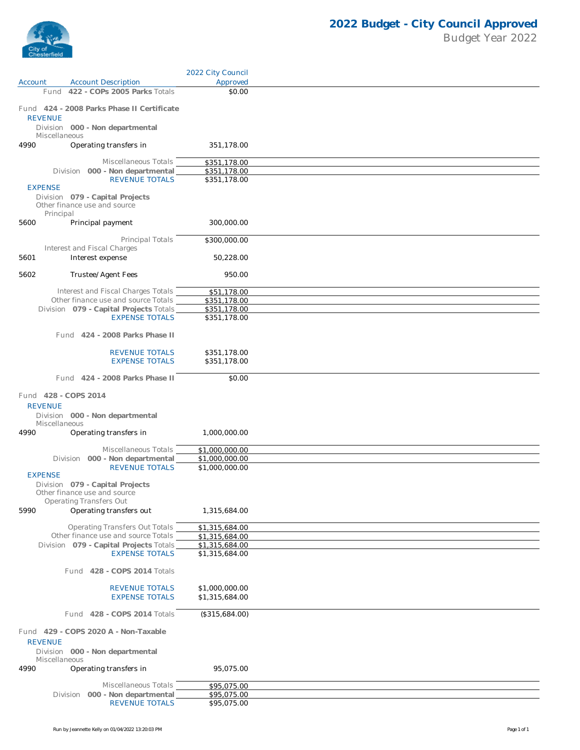# 2022 Budget - City Council Approved

Budget Year 2022

| Account | Account Description | 2022 City Council Approved |
|---|---|---|
| | Fund **422 - COPs 2005 Parks** Totals | $0.00 |
| | **Fund 424 - 2008 Parks Phase II Certificate** | |
| | REVENUE | |
| | Division **000 - Non departmental** | |
| | Miscellaneous | |
| 4990 | Operating transfers in | 351,178.00 |
| | Miscellaneous Totals | $351,178.00 |
| | Division **000 - Non departmental** | $351,178.00 |
| | REVENUE TOTALS | $351,178.00 |
| | EXPENSE | |
| | Division **079 - Capital Projects** | |
| | Other finance use and source | |
| | Principal | |
| 5600 | Principal payment | 300,000.00 |
| | Principal Totals | $300,000.00 |
| | Interest and Fiscal Charges | |
| 5601 | Interest expense | 50,228.00 |
| 5602 | Trustee/Agent Fees | 950.00 |
| | Interest and Fiscal Charges Totals | $51,178.00 |
| | Other finance use and source Totals | $351,178.00 |
| | Division **079 - Capital Projects** Totals | $351,178.00 |
| | EXPENSE TOTALS | $351,178.00 |
| | Fund **424 - 2008 Parks Phase II** | |
| | REVENUE TOTALS | $351,178.00 |
| | EXPENSE TOTALS | $351,178.00 |
| | Fund **424 - 2008 Parks Phase II** | $0.00 |
| | **Fund 428 - COPS 2014** | |
| | REVENUE | |
| | Division **000 - Non departmental** | |
| | Miscellaneous | |
| 4990 | Operating transfers in | 1,000,000.00 |
| | Miscellaneous Totals | $1,000,000.00 |
| | Division **000 - Non departmental** | $1,000,000.00 |
| | REVENUE TOTALS | $1,000,000.00 |
| | EXPENSE | |
| | Division **079 - Capital Projects** | |
| | Other finance use and source | |
| | Operating Transfers Out | |
| 5990 | Operating transfers out | 1,315,684.00 |
| | Operating Transfers Out Totals | $1,315,684.00 |
| | Other finance use and source Totals | $1,315,684.00 |
| | Division **079 - Capital Projects** Totals | $1,315,684.00 |
| | EXPENSE TOTALS | $1,315,684.00 |
| | Fund **428 - COPS 2014** Totals | |
| | REVENUE TOTALS | $1,000,000.00 |
| | EXPENSE TOTALS | $1,315,684.00 |
| | Fund **428 - COPS 2014** Totals | ($315,684.00) |
| | **Fund 429 - COPS 2020 A - Non-Taxable** | |
| | REVENUE | |
| | Division **000 - Non departmental** | |
| | Miscellaneous | |
| 4990 | Operating transfers in | 95,075.00 |
| | Miscellaneous Totals | $95,075.00 |
| | Division **000 - Non departmental** | $95,075.00 |
| | REVENUE TOTALS | $95,075.00 |

Run by Jeannette Kelly on 01/04/2022 13:20:03 PM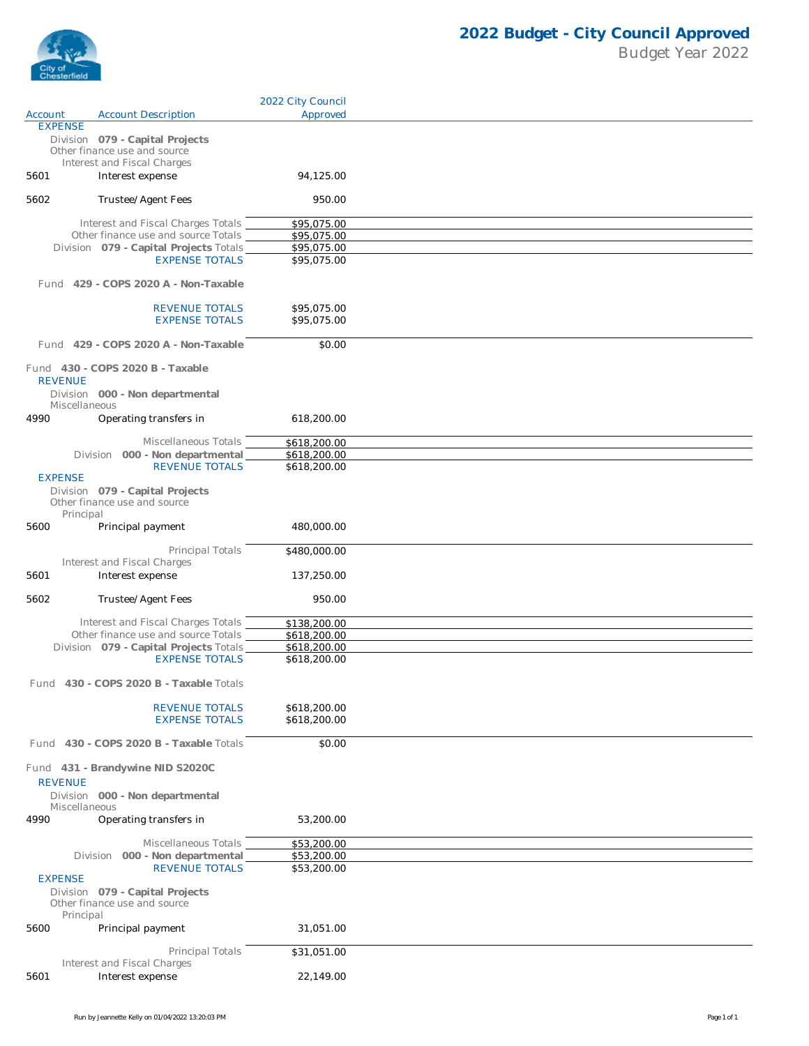# 2022 Budget - City Council Approved

Budget Year 2022

| Account | Account Description | 2022 City Council Approved |
|---|---|---|
| **EXPENSE** | | |
| | Division **079 - Capital Projects** | |
| | Other finance use and source | |
| | Interest and Fiscal Charges | |
| 5601 | Interest expense | 94,125.00 |
| 5602 | Trustee/Agent Fees | 950.00 |
| | Interest and Fiscal Charges Totals | $95,075.00 |
| | Other finance use and source Totals | $95,075.00 |
| | Division **079 - Capital Projects** Totals | $95,075.00 |
| | EXPENSE TOTALS | $95,075.00 |
| | Fund **429 - COPS 2020 A - Non-Taxable** | |
| | REVENUE TOTALS | $95,075.00 |
| | EXPENSE TOTALS | $95,075.00 |
| | Fund **429 - COPS 2020 A - Non-Taxable** | $0.00 |
| | Fund **430 - COPS 2020 B - Taxable** | |
| **REVENUE** | | |
| | Division **000 - Non departmental** | |
| | Miscellaneous | |
| 4990 | Operating transfers in | 618,200.00 |
| | Miscellaneous Totals | $618,200.00 |
| | Division **000 - Non departmental** | $618,200.00 |
| | REVENUE TOTALS | $618,200.00 |
| **EXPENSE** | | |
| | Division **079 - Capital Projects** | |
| | Other finance use and source | |
| | Principal | |
| 5600 | Principal payment | 480,000.00 |
| | Principal Totals | $480,000.00 |
| | Interest and Fiscal Charges | |
| 5601 | Interest expense | 137,250.00 |
| 5602 | Trustee/Agent Fees | 950.00 |
| | Interest and Fiscal Charges Totals | $138,200.00 |
| | Other finance use and source Totals | $618,200.00 |
| | Division **079 - Capital Projects** Totals | $618,200.00 |
| | EXPENSE TOTALS | $618,200.00 |
| | Fund **430 - COPS 2020 B - Taxable** Totals | |
| | REVENUE TOTALS | $618,200.00 |
| | EXPENSE TOTALS | $618,200.00 |
| | Fund **430 - COPS 2020 B - Taxable** Totals | $0.00 |
| | Fund **431 - Brandywine NID S2020C** | |
| **REVENUE** | | |
| | Division **000 - Non departmental** | |
| | Miscellaneous | |
| 4990 | Operating transfers in | 53,200.00 |
| | Miscellaneous Totals | $53,200.00 |
| | Division **000 - Non departmental** | $53,200.00 |
| | REVENUE TOTALS | $53,200.00 |
| **EXPENSE** | | |
| | Division **079 - Capital Projects** | |
| | Other finance use and source | |
| | Principal | |
| 5600 | Principal payment | 31,051.00 |
| | Principal Totals | $31,051.00 |
| | Interest and Fiscal Charges | |
| 5601 | Interest expense | 22,149.00 |

Run by Jeannette Kelly on 01/04/2022 13:20:03 PM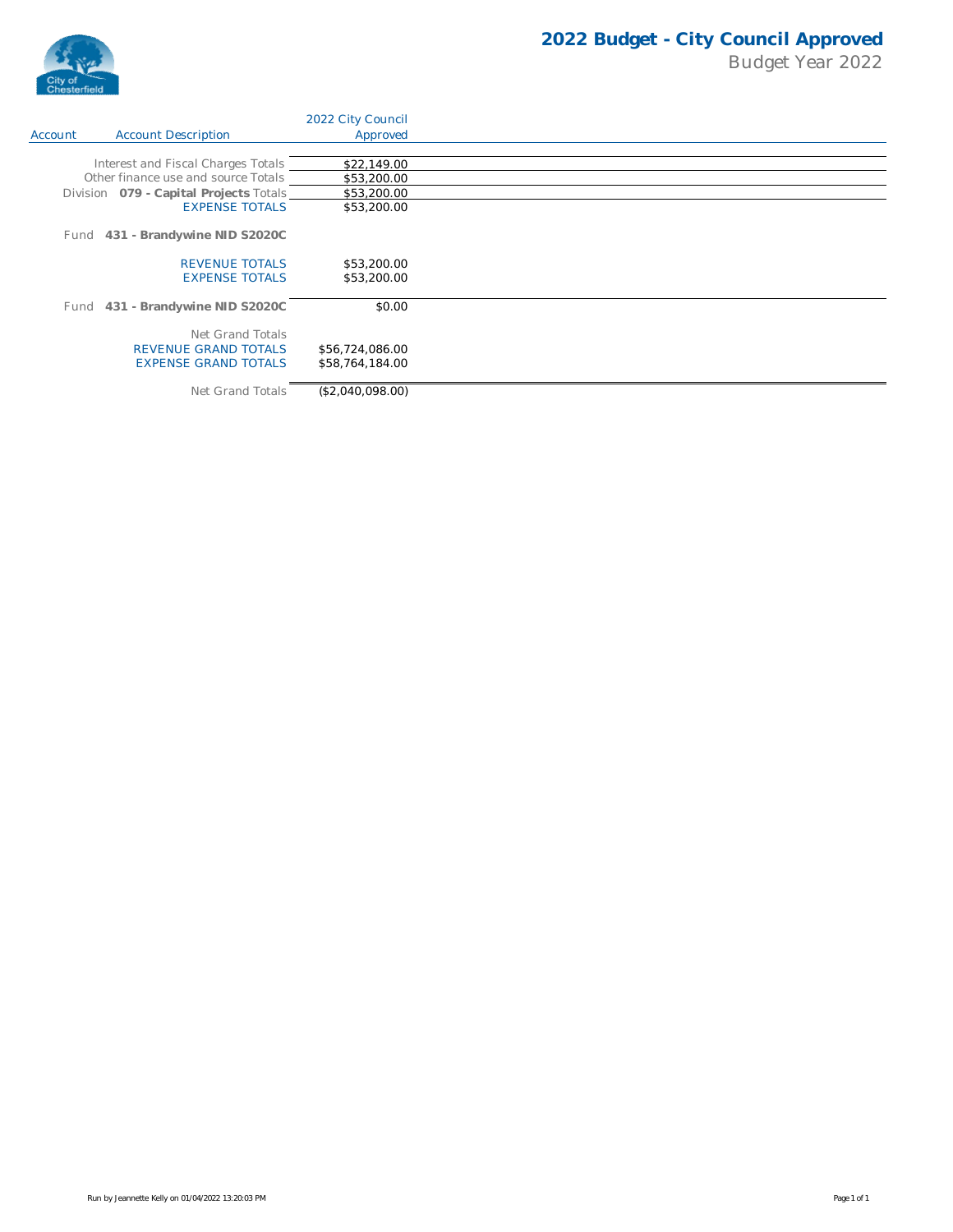# 2022 Budget - City Council Approved

Budget Year 2022

| Account | Account Description | 2022 City Council Approved |
|---|---|---|
| | Interest and Fiscal Charges Totals | $22,149.00 |
| | Other finance use and source Totals | $53,200.00 |
| | Division **079 - Capital Projects** Totals | $53,200.00 |
| | EXPENSE TOTALS | $53,200.00 |
| | Fund **431 - Brandywine NID S2020C** | |
| | REVENUE TOTALS | $53,200.00 |
| | EXPENSE TOTALS | $53,200.00 |
| | Fund **431 - Brandywine NID S2020C** | $0.00 |
| | Net Grand Totals | |
| | REVENUE GRAND TOTALS | $56,724,086.00 |
| | EXPENSE GRAND TOTALS | $58,764,184.00 |
| | Net Grand Totals | ($2,040,098.00) |

Run by Jeannette Kelly on 01/04/2022 13:20:03 PM